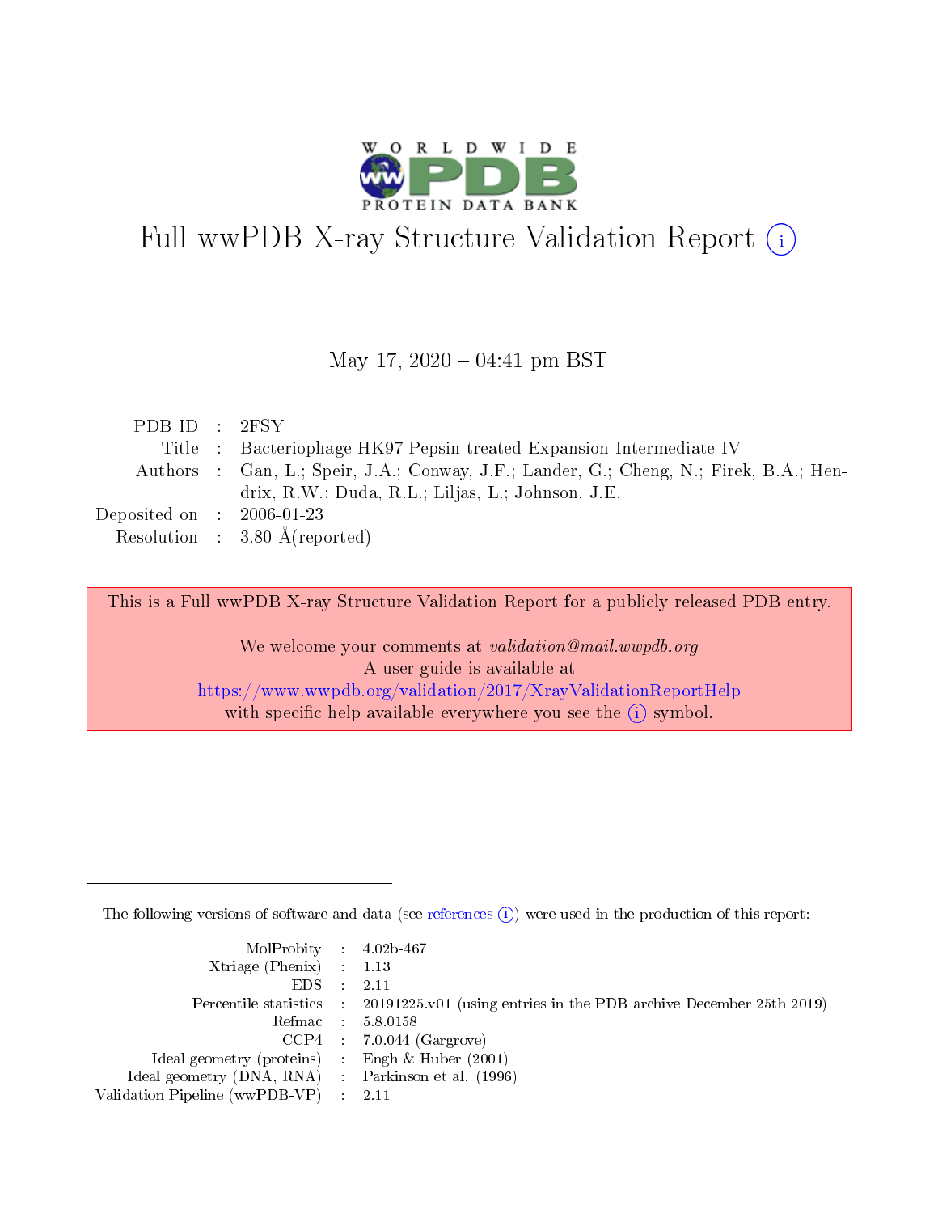# Full wwPDB X-ray Structure Validation Report (i)

May 17, 2020 – 04:41 pm BST

| | | |
|---|---|---|
| PDB ID | : | 2FSY |
| Title | : | Bacteriophage HK97 Pepsin-treated Expansion Intermediate IV |
| Authors | : | Gan, L.; Speir, J.A.; Conway, J.F.; Lander, G.; Cheng, N.; Firek, B.A.; Hendrix, R.W.; Duda, R.L.; Liljas, L.; Johnson, J.E. |
| Deposited on | : | 2006-01-23 |
| Resolution | : | 3.80 Å(reported) |

This is a Full wwPDB X-ray Structure Validation Report for a publicly released PDB entry.

We welcome your comments at *validation@mail.wwpdb.org*
A user guide is available at
https://www.wwpdb.org/validation/2017/XrayValidationReportHelp
with specific help available everywhere you see the (i) symbol.

---

The following versions of software and data (see references (i)) were used in the production of this report:

| | | |
|---|---|---|
| MolProbity | : | 4.02b-467 |
| Xtriage (Phenix) | : | 1.13 |
| EDS | : | 2.11 |
| Percentile statistics | : | 20191225.v01 (using entries in the PDB archive December 25th 2019) |
| Refmac | : | 5.8.0158 |
| CCP4 | : | 7.0.044 (Gargrove) |
| Ideal geometry (proteins) | : | Engh & Huber (2001) |
| Ideal geometry (DNA, RNA) | : | Parkinson et al. (1996) |
| Validation Pipeline (wwPDB-VP) | : | 2.11 |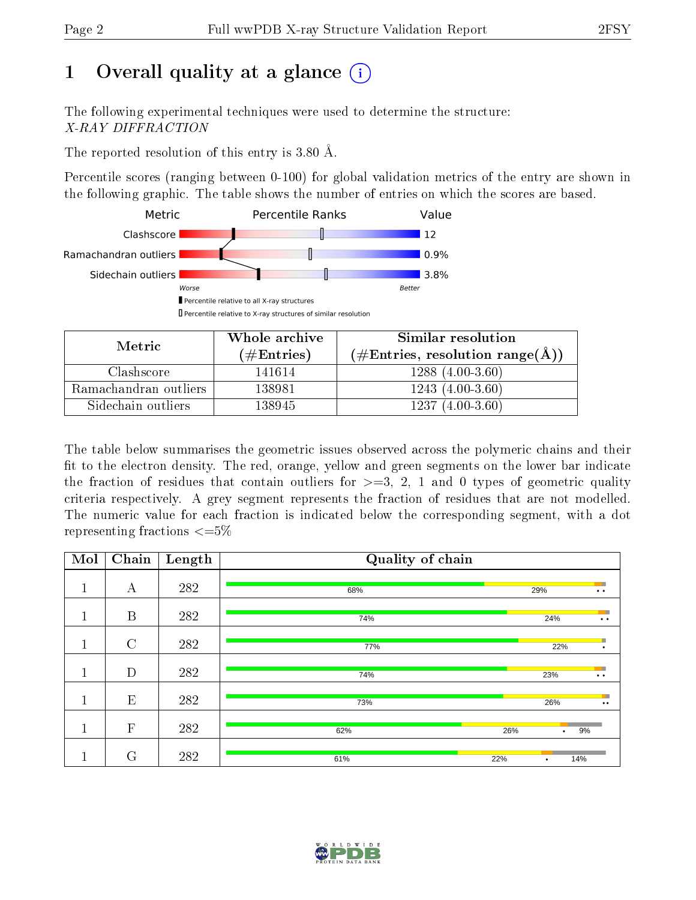# 1 Overall quality at a glance (i)

The following experimental techniques were used to determine the structure:
*X-RAY DIFFRACTION*

The reported resolution of this entry is 3.80 Å.

Percentile scores (ranging between 0-100) for global validation metrics of the entry are shown in the following graphic. The table shows the number of entries on which the scores are based.

| Metric | Value |
|---|---|
| Clashscore | 12 |
| Ramachandran outliers | 0.9% |
| Sidechain outliers | 3.8% |

Worse — Better

▮ Percentile relative to all X-ray structures
▯ Percentile relative to X-ray structures of similar resolution

| Metric | Whole archive (#Entries) | Similar resolution (#Entries, resolution range(Å)) |
|---|---|---|
| Clashscore | 141614 | 1288 (4.00-3.60) |
| Ramachandran outliers | 138981 | 1243 (4.00-3.60) |
| Sidechain outliers | 138945 | 1237 (4.00-3.60) |

The table below summarises the geometric issues observed across the polymeric chains and their fit to the electron density. The red, orange, yellow and green segments on the lower bar indicate the fraction of residues that contain outliers for >=3, 2, 1 and 0 types of geometric quality criteria respectively. A grey segment represents the fraction of residues that are not modelled. The numeric value for each fraction is indicated below the corresponding segment, with a dot representing fractions <=5%

| Mol | Chain | Length | Quality of chain |
|---|---|---|---|
| 1 | A | 282 | 68% · 29% · • • |
| 1 | B | 282 | 74% · 24% · • • |
| 1 | C | 282 | 77% · 22% · • |
| 1 | D | 282 | 74% · 23% · • • |
| 1 | E | 282 | 73% · 26% · • • |
| 1 | F | 282 | 62% · 26% · • · 9% |
| 1 | G | 282 | 61% · 22% · • · 14% |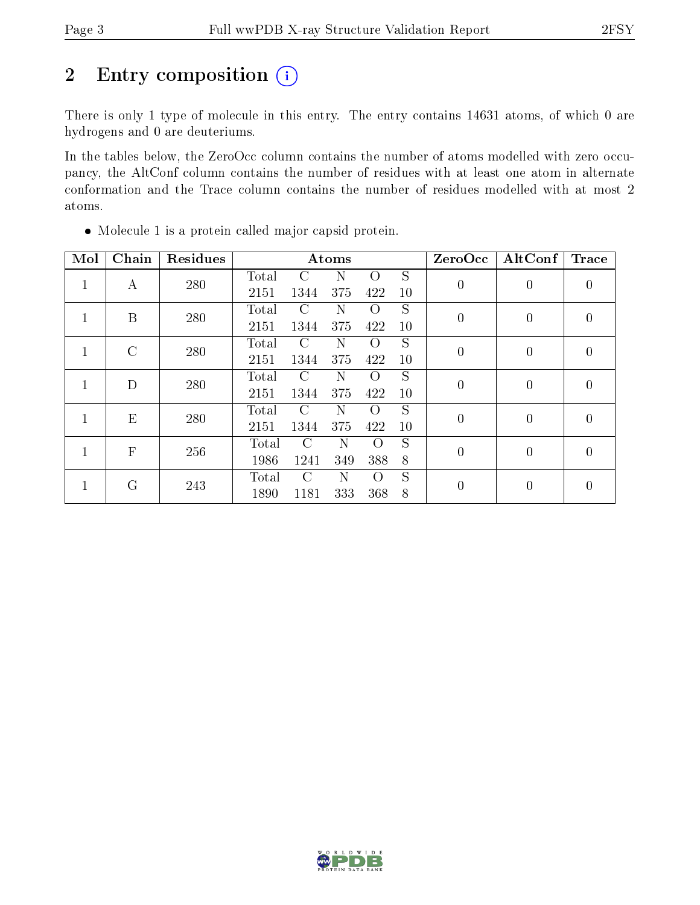# 2 Entry composition (i)

There is only 1 type of molecule in this entry. The entry contains 14631 atoms, of which 0 are hydrogens and 0 are deuteriums.

In the tables below, the ZeroOcc column contains the number of atoms modelled with zero occupancy, the AltConf column contains the number of residues with at least one atom in alternate conformation and the Trace column contains the number of residues modelled with at most 2 atoms.

- Molecule 1 is a protein called major capsid protein.

| Mol | Chain | Residues | Atoms | | | | | ZeroOcc | AltConf | Trace |
|---|---|---|---|---|---|---|---|---|---|---|
| 1 | A | 280 | Total 2151 | C 1344 | N 375 | O 422 | S 10 | 0 | 0 | 0 |
| 1 | B | 280 | Total 2151 | C 1344 | N 375 | O 422 | S 10 | 0 | 0 | 0 |
| 1 | C | 280 | Total 2151 | C 1344 | N 375 | O 422 | S 10 | 0 | 0 | 0 |
| 1 | D | 280 | Total 2151 | C 1344 | N 375 | O 422 | S 10 | 0 | 0 | 0 |
| 1 | E | 280 | Total 2151 | C 1344 | N 375 | O 422 | S 10 | 0 | 0 | 0 |
| 1 | F | 256 | Total 1986 | C 1241 | N 349 | O 388 | S 8 | 0 | 0 | 0 |
| 1 | G | 243 | Total 1890 | C 1181 | N 333 | O 368 | S 8 | 0 | 0 | 0 |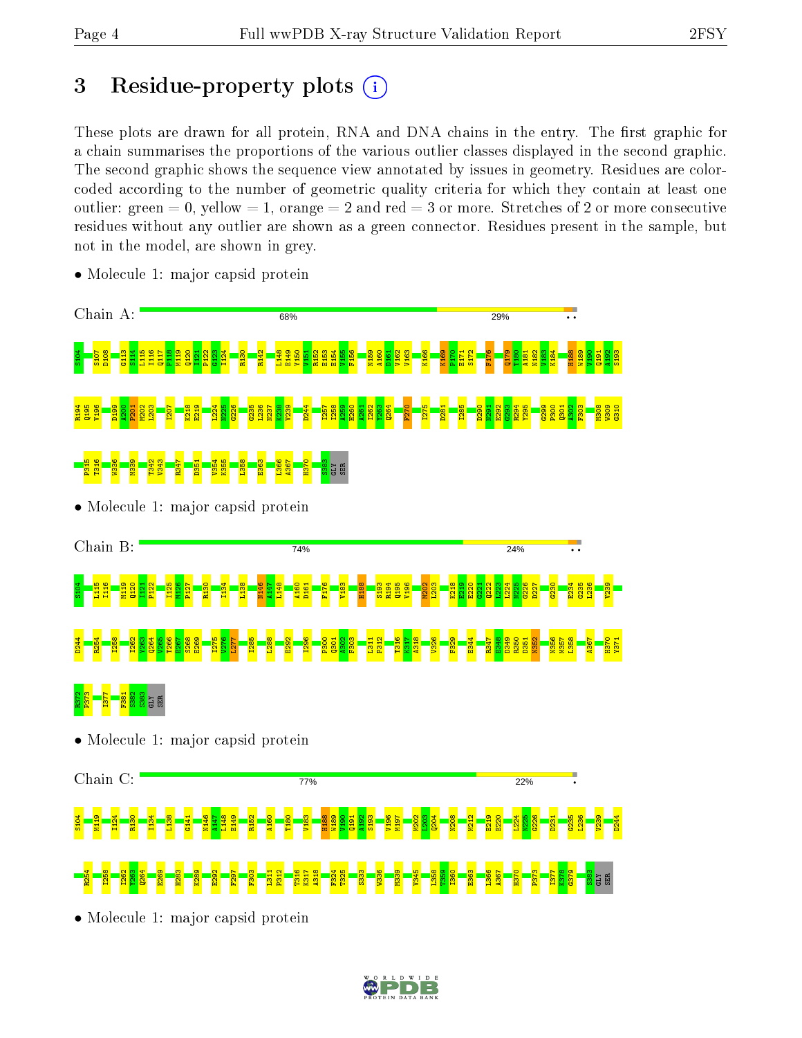# 3 Residue-property plots

These plots are drawn for all protein, RNA and DNA chains in the entry. The first graphic for a chain summarises the proportions of the various outlier classes displayed in the second graphic. The second graphic shows the sequence view annotated by issues in geometry. Residues are color-coded according to the number of geometric quality criteria for which they contain at least one outlier: green = 0, yellow = 1, orange = 2 and red = 3 or more. Stretches of 2 or more consecutive residues without any outlier are shown as a green connector. Residues present in the sample, but not in the model, are shown in grey.

- Molecule 1: major capsid protein

Chain A: 68% 29% • •

S104 S107 D108 G113 S114 L115 I116 Q117 P118 M119 Q120 I121 P122 G123 I124 R130 R142 L148 E149 V150 V151 R152 E153 E154 V155 F156 N159 A160 D161 V162 V163 K166 K169 P170 E171 S172 F176 Q179 T180 A181 N182 V183 K184 H188 W189 V190 Q191 A192 S193 R194 Q195 V196 D199 A200 P201 M202 L203 I207 K218 E219 L224 M225 G226 G235 L236 N237 K238 V239 D244 I257 I258 A259 H260 A261 I262 Y263 Q264 F270 I275 D281 I285 D290 N291 E292 G293 R294 Y295 G299 P300 Q301 A302 F303 M308 W309 G310 P315 T316 W336 M339 T342 V343 R347 D351 V354 K355 L358 E363 L366 A367 H370 S383 GLY SER

- Molecule 1: major capsid protein

Chain B: 74% 24% • •

S104 L115 I116 M119 Q120 I121 P122 I125 M126 P127 R130 I134 L138 N146 A147 L148 A160 D161 F176 V183 H188 S193 R194 Q195 V196 M202 L203 K218 E219 E220 G221 Q222 L223 L224 M225 G226 D227 G230 E234 G235 L236 V239 D244 R254 I258 I262 Y263 Q264 V265 T266 E267 S268 E269 I275 V276 L277 I285 L288 E292 I296 P300 Q301 A302 F303 L311 P312 T316 K317 A318 V326 F329 E344 R347 E348 D349 R350 D351 N352 N356 M357 L358 A367 H370 Y371 R372 P373 I377 F381 S382 S383 GLY SER

- Molecule 1: major capsid protein

Chain C: 77% 22% •

S104 M119 I124 R130 I134 L138 G141 N146 A147 L148 E149 R152 A160 T180 V183 H188 W189 V190 Q191 A192 S193 V196 M197 M202 L203 Q204 N208 M212 E219 E220 L224 M225 G226 D231 G235 L236 V239 D244 R254 I258 I262 Y263 Q264 E269 H283 K289 E292 F297 F303 L311 P312 T316 K317 A318 F324 T325 S333 W336 M339 V345 L358 T359 I360 E363 L366 A367 H370 P373 I377 K378 G379 S383 GLY SER

- Molecule 1: major capsid protein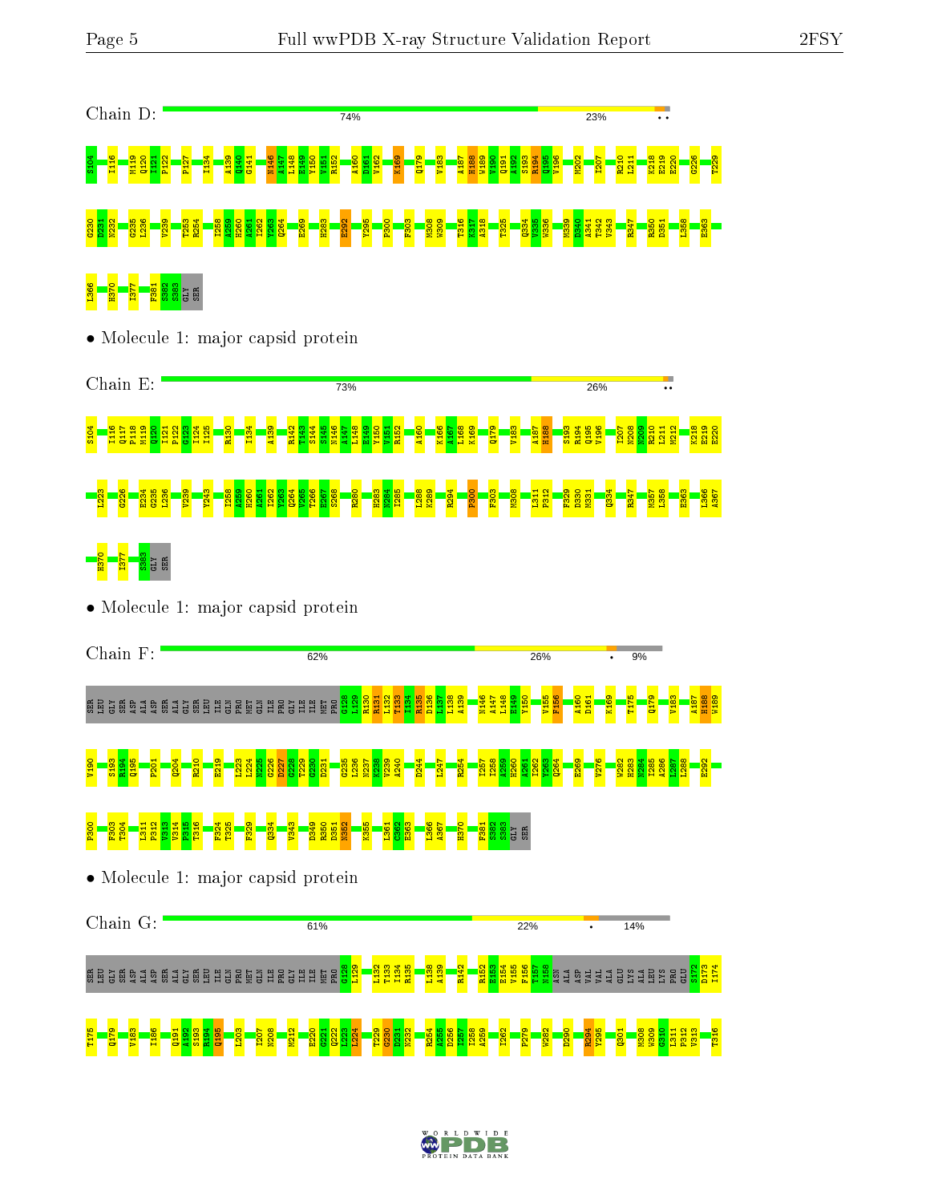Chain D: 74% 23% • •

S104 I116 M119 Q120 I121 P122 P127 I134 A139 Q140 G141 N146 A147 L148 E149 Y150 V151 R152 A160 D161 V162 K169 Q179 V183 A187 H188 W189 V190 Q191 A192 S193 R194 Q195 V196 M202 I207 R210 L211 K218 E219 E220 G226 T229

G230 D231 N232 G235 L236 V239 T253 R254 I258 A259 H260 A261 I262 Y263 Q264 E269 H283 E292 Y295 P300 F303 M308 W309 T316 K317 A318 T325 Q334 V335 W336 M339 D340 A341 T342 V343 R347 R350 D351 L358 E363

L366 H370 I377 F381 S382 S383 GLY SER

• Molecule 1: major capsid protein

Chain E: 73% 26% • •

S104 I116 Q117 P118 M119 Q120 I121 P122 G123 I124 I125 R130 I134 A139 R142 T143 S144 S145 N146 A147 L148 E149 Y150 V151 R152 A160 K166 A167 L168 K169 Q179 V183 A187 H188 S193 R194 Q195 V196 I207 N208 N209 R210 L211 M212 K218 E219 E220

L223 G226 E234 G235 L236 V239 Y243 I258 A259 H260 A261 I262 Y263 Q264 V265 T266 E267 S268 R280 H283 N284 I285 L288 K289 R294 P300 F303 M308 L311 P312 F329 D330 M331 Q334 R347 M357 L358 E363 L366 A367

H370 I377 S383 GLY SER

• Molecule 1: major capsid protein

Chain F: 62% 26% • 9%

SER LEU GLY SER ASP ALA ASP SER ALA GLY SER LEU ILE GLN PRO MET GLN ILE PRO GLY ILE ILE MET PRO G128 L129 R130 R131 L132 T133 I134 R135 D136 L137 L138 A139 N146 A147 L148 E149 Y150 V155 F156 A160 D161 K169 T175 Q179 V183 A187 H188 W189

V190 S193 R194 Q195 P201 Q204 R210 E219 L223 L224 N225 G226 D227 Q228 T229 G230 D231 G235 L236 N237 N238 V239 A240 D244 L247 R254 I257 I258 A259 H260 A261 I262 Y263 Q264 E269 V276 W282 H283 N284 I285 A286 L287 L288 E292

P300 F303 T304 L311 P312 V313 V314 P315 T316 F324 T325 F329 Q334 V343 D349 R350 D351 N352 K355 L361 C362 E363 L366 A367 H370 F381 S382 S383 GLY SER

• Molecule 1: major capsid protein

Chain G: 61% 22% • 14%

SER LEU GLY SER ASP ALA ASP SER ALA GLY SER LEU ILE GLN PRO MET GLN ILE PRO GLY ILE ILE MET PRO G128 L129 L132 T133 I134 R135 L138 A139 R142 R152 E153 E154 V155 F156 T157 N158 ASN ALA ASP VAL VAL ALA GLU LYS ALA LEU LYS PRO GLU S172 D173 I174

T175 Q179 V183 I186 Q191 A192 S193 R194 Q195 L203 I207 N208 M212 E220 G221 Q222 L223 L224 T229 G230 D231 N232 R254 A255 D256 L257 I258 A259 I262 P279 W282 D290 R294 Y295 Q301 M308 W309 G310 L311 P312 V313 T316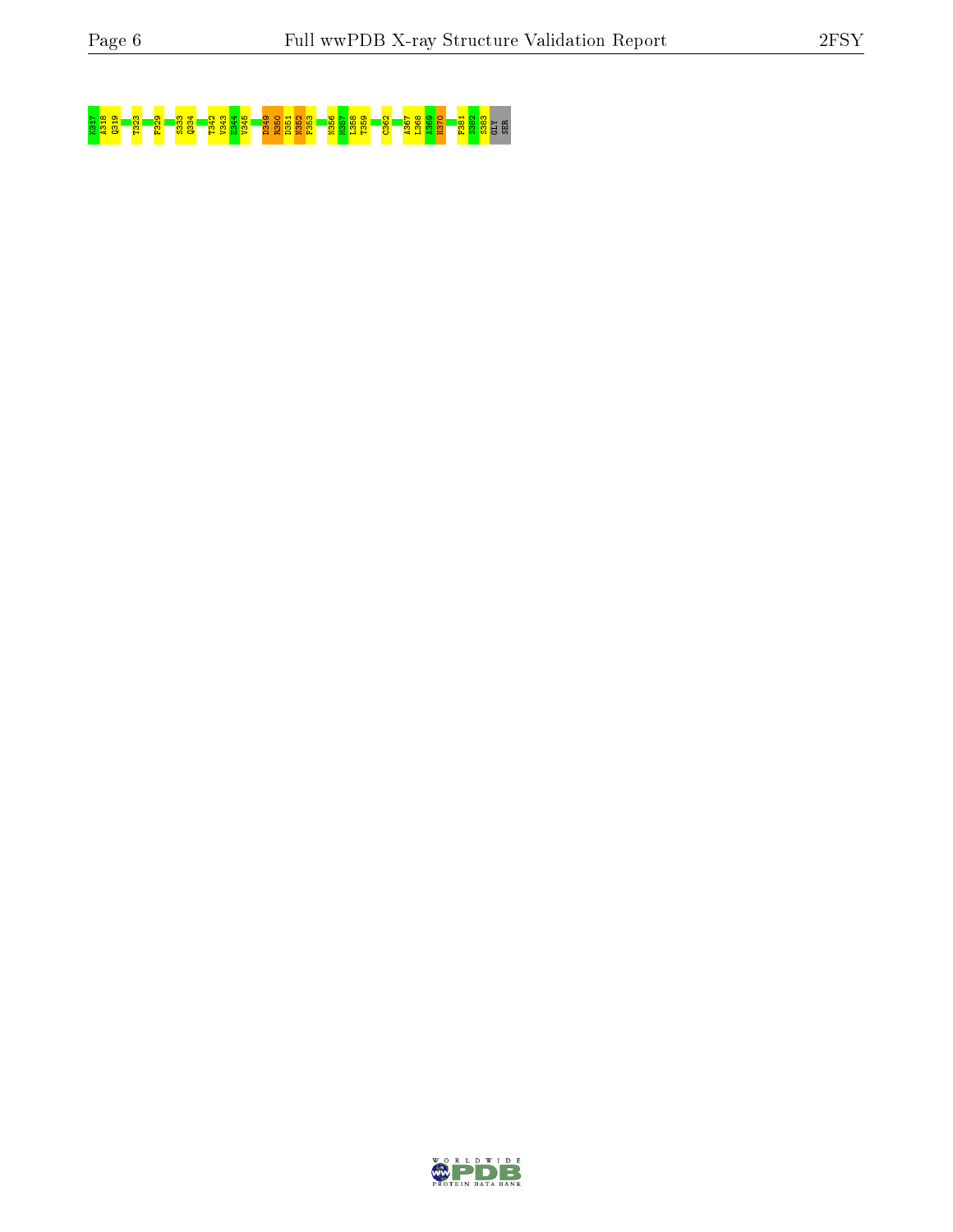K317 A318 Q319 T323 F329 S333 Q334 T342 V343 E344 V345 D349 R350 D351 N352 F353 N356 M357 L358 T359 C362 A367 L368 A369 H370 F381 S382 S383 GLY SER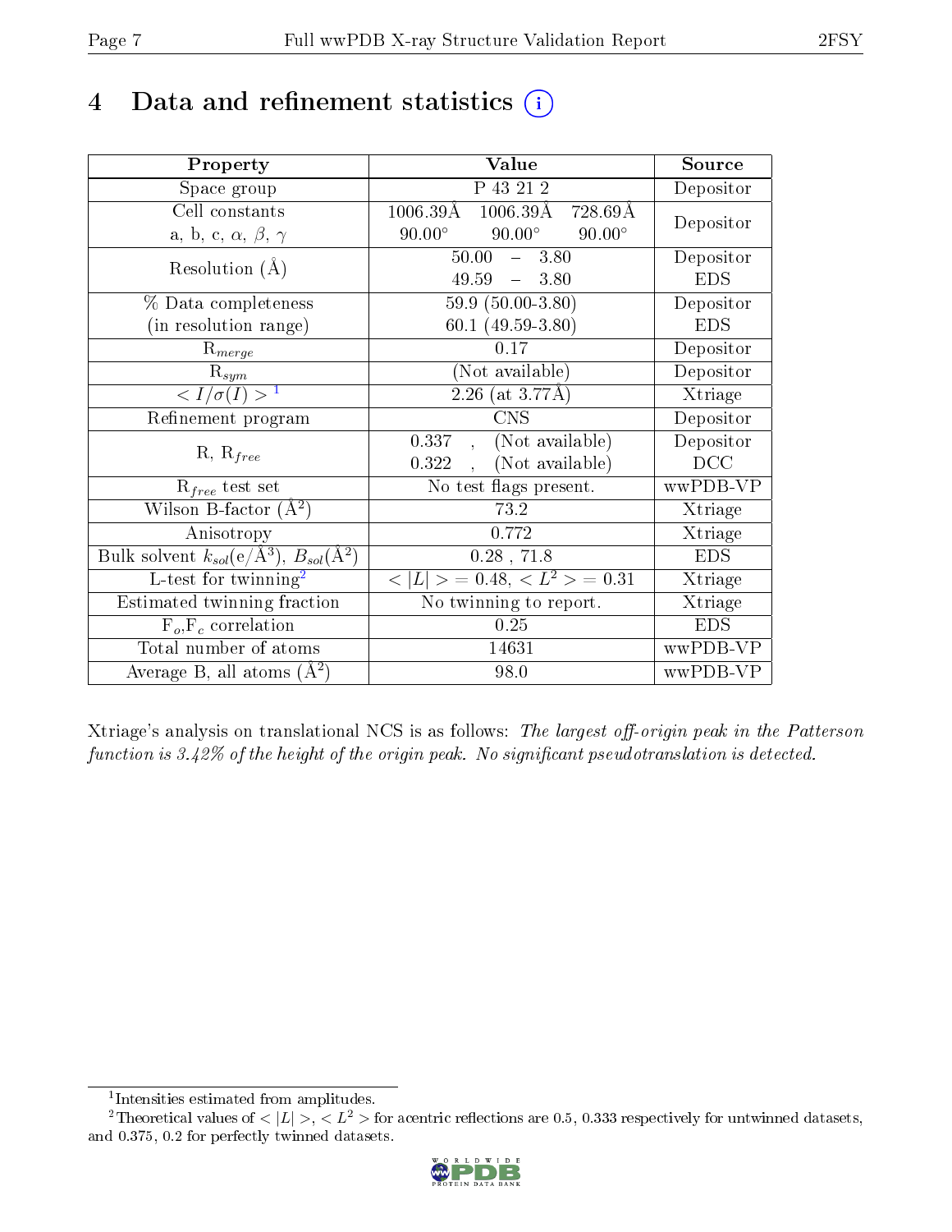# 4 Data and refinement statistics

| Property | Value | Source |
|---|---|---|
| Space group | P 43 21 2 | Depositor |
| Cell constants<br>a, b, c, $\alpha$, $\beta$, $\gamma$ | 1006.39Å 1006.39Å 728.69Å<br>90.00° 90.00° 90.00° | Depositor |
| Resolution (Å) | 50.00 – 3.80<br>49.59 – 3.80 | Depositor<br>EDS |
| % Data completeness<br>(in resolution range) | 59.9 (50.00-3.80)<br>60.1 (49.59-3.80) | Depositor<br>EDS |
| $R_{merge}$ | 0.17 | Depositor |
| $R_{sym}$ | (Not available) | Depositor |
| $< I/\sigma(I) >$ [1] | 2.26 (at 3.77Å) | Xtriage |
| Refinement program | CNS | Depositor |
| R, $R_{free}$ | 0.337 , (Not available)<br>0.322 , (Not available) | Depositor<br>DCC |
| $R_{free}$ test set | No test flags present. | wwPDB-VP |
| Wilson B-factor (Å$^2$) | 73.2 | Xtriage |
| Anisotropy | 0.772 | Xtriage |
| Bulk solvent $k_{sol}$(e/Å$^3$), $B_{sol}$(Å$^2$) | 0.28 , 71.8 | EDS |
| L-test for twinning[2] | $< \lvert L \rvert >$ = 0.48, $< L^2 >$ = 0.31 | Xtriage |
| Estimated twinning fraction | No twinning to report. | Xtriage |
| $F_o$,$F_c$ correlation | 0.25 | EDS |
| Total number of atoms | 14631 | wwPDB-VP |
| Average B, all atoms (Å$^2$) | 98.0 | wwPDB-VP |

Xtriage's analysis on translational NCS is as follows: *The largest off-origin peak in the Patterson function is 3.42% of the height of the origin peak. No significant pseudotranslation is detected.*

[1] Intensities estimated from amplitudes.

[2] Theoretical values of $< \lvert L \rvert >$, $< L^2 >$ for acentric reflections are 0.5, 0.333 respectively for untwinned datasets, and 0.375, 0.2 for perfectly twinned datasets.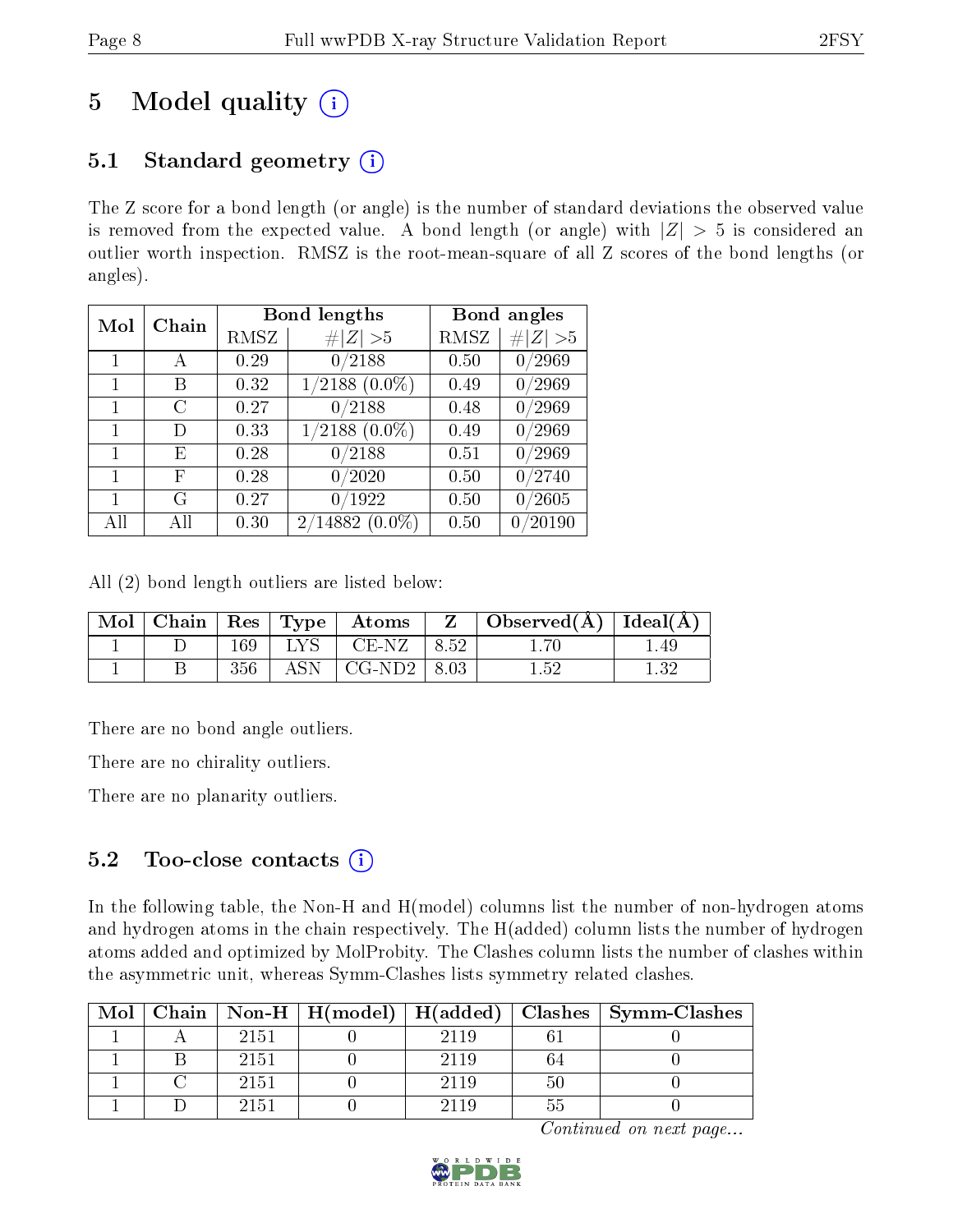# 5 Model quality

## 5.1 Standard geometry

The Z score for a bond length (or angle) is the number of standard deviations the observed value is removed from the expected value. A bond length (or angle) with $|Z| > 5$ is considered an outlier worth inspection. RMSZ is the root-mean-square of all Z scores of the bond lengths (or angles).

| Mol | Chain | Bond lengths | | Bond angles | |
|---|---|---|---|---|---|
| | | RMSZ | #$\|Z\|$ >5 | RMSZ | #$\|Z\|$ >5 |
| 1 | A | 0.29 | 0/2188 | 0.50 | 0/2969 |
| 1 | B | 0.32 | 1/2188 (0.0%) | 0.49 | 0/2969 |
| 1 | C | 0.27 | 0/2188 | 0.48 | 0/2969 |
| 1 | D | 0.33 | 1/2188 (0.0%) | 0.49 | 0/2969 |
| 1 | E | 0.28 | 0/2188 | 0.51 | 0/2969 |
| 1 | F | 0.28 | 0/2020 | 0.50 | 0/2740 |
| 1 | G | 0.27 | 0/1922 | 0.50 | 0/2605 |
| All | All | 0.30 | 2/14882 (0.0%) | 0.50 | 0/20190 |

All (2) bond length outliers are listed below:

| Mol | Chain | Res | Type | Atoms | Z | Observed(Å) | Ideal(Å) |
|---|---|---|---|---|---|---|---|
| 1 | D | 169 | LYS | CE-NZ | 8.52 | 1.70 | 1.49 |
| 1 | B | 356 | ASN | CG-ND2 | 8.03 | 1.52 | 1.32 |

There are no bond angle outliers.

There are no chirality outliers.

There are no planarity outliers.

## 5.2 Too-close contacts

In the following table, the Non-H and H(model) columns list the number of non-hydrogen atoms and hydrogen atoms in the chain respectively. The H(added) column lists the number of hydrogen atoms added and optimized by MolProbity. The Clashes column lists the number of clashes within the asymmetric unit, whereas Symm-Clashes lists symmetry related clashes.

| Mol | Chain | Non-H | H(model) | H(added) | Clashes | Symm-Clashes |
|---|---|---|---|---|---|---|
| 1 | A | 2151 | 0 | 2119 | 61 | 0 |
| 1 | B | 2151 | 0 | 2119 | 64 | 0 |
| 1 | C | 2151 | 0 | 2119 | 50 | 0 |
| 1 | D | 2151 | 0 | 2119 | 55 | 0 |

*Continued on next page...*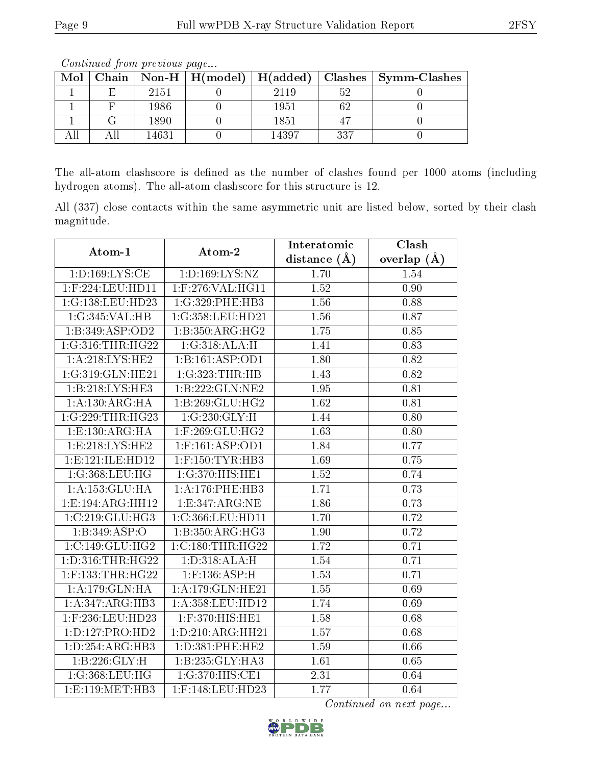*Continued from previous page...*

| Mol | Chain | Non-H | H(model) | H(added) | Clashes | Symm-Clashes |
|---|---|---|---|---|---|---|
| 1 | E | 2151 | 0 | 2119 | 52 | 0 |
| 1 | F | 1986 | 0 | 1951 | 62 | 0 |
| 1 | G | 1890 | 0 | 1851 | 47 | 0 |
| All | All | 14631 | 0 | 14397 | 337 | 0 |

The all-atom clashscore is defined as the number of clashes found per 1000 atoms (including hydrogen atoms). The all-atom clashscore for this structure is 12.

All (337) close contacts within the same asymmetric unit are listed below, sorted by their clash magnitude.

| Atom-1 | Atom-2 | Interatomic distance (Å) | Clash overlap (Å) |
|---|---|---|---|
| 1:D:169:LYS:CE | 1:D:169:LYS:NZ | 1.70 | 1.54 |
| 1:F:224:LEU:HD11 | 1:F:276:VAL:HG11 | 1.52 | 0.90 |
| 1:G:138:LEU:HD23 | 1:G:329:PHE:HB3 | 1.56 | 0.88 |
| 1:G:345:VAL:HB | 1:G:358:LEU:HD21 | 1.56 | 0.87 |
| 1:B:349:ASP:OD2 | 1:B:350:ARG:HG2 | 1.75 | 0.85 |
| 1:G:316:THR:HG22 | 1:G:318:ALA:H | 1.41 | 0.83 |
| 1:A:218:LYS:HE2 | 1:B:161:ASP:OD1 | 1.80 | 0.82 |
| 1:G:319:GLN:HE21 | 1:G:323:THR:HB | 1.43 | 0.82 |
| 1:B:218:LYS:HE3 | 1:B:222:GLN:NE2 | 1.95 | 0.81 |
| 1:A:130:ARG:HA | 1:B:269:GLU:HG2 | 1.62 | 0.81 |
| 1:G:229:THR:HG23 | 1:G:230:GLY:H | 1.44 | 0.80 |
| 1:E:130:ARG:HA | 1:F:269:GLU:HG2 | 1.63 | 0.80 |
| 1:E:218:LYS:HE2 | 1:F:161:ASP:OD1 | 1.84 | 0.77 |
| 1:E:121:ILE:HD12 | 1:F:150:TYR:HB3 | 1.69 | 0.75 |
| 1:G:368:LEU:HG | 1:G:370:HIS:HE1 | 1.52 | 0.74 |
| 1:A:153:GLU:HA | 1:A:176:PHE:HB3 | 1.71 | 0.73 |
| 1:E:194:ARG:HH12 | 1:E:347:ARG:NE | 1.86 | 0.73 |
| 1:C:219:GLU:HG3 | 1:C:366:LEU:HD11 | 1.70 | 0.72 |
| 1:B:349:ASP:O | 1:B:350:ARG:HG3 | 1.90 | 0.72 |
| 1:C:149:GLU:HG2 | 1:C:180:THR:HG22 | 1.72 | 0.71 |
| 1:D:316:THR:HG22 | 1:D:318:ALA:H | 1.54 | 0.71 |
| 1:F:133:THR:HG22 | 1:F:136:ASP:H | 1.53 | 0.71 |
| 1:A:179:GLN:HA | 1:A:179:GLN:HE21 | 1.55 | 0.69 |
| 1:A:347:ARG:HB3 | 1:A:358:LEU:HD12 | 1.74 | 0.69 |
| 1:F:236:LEU:HD23 | 1:F:370:HIS:HE1 | 1.58 | 0.68 |
| 1:D:127:PRO:HD2 | 1:D:210:ARG:HH21 | 1.57 | 0.68 |
| 1:D:254:ARG:HB3 | 1:D:381:PHE:HE2 | 1.59 | 0.66 |
| 1:B:226:GLY:H | 1:B:235:GLY:HA3 | 1.61 | 0.65 |
| 1:G:368:LEU:HG | 1:G:370:HIS:CE1 | 2.31 | 0.64 |
| 1:E:119:MET:HB3 | 1:F:148:LEU:HD23 | 1.77 | 0.64 |

*Continued on next page...*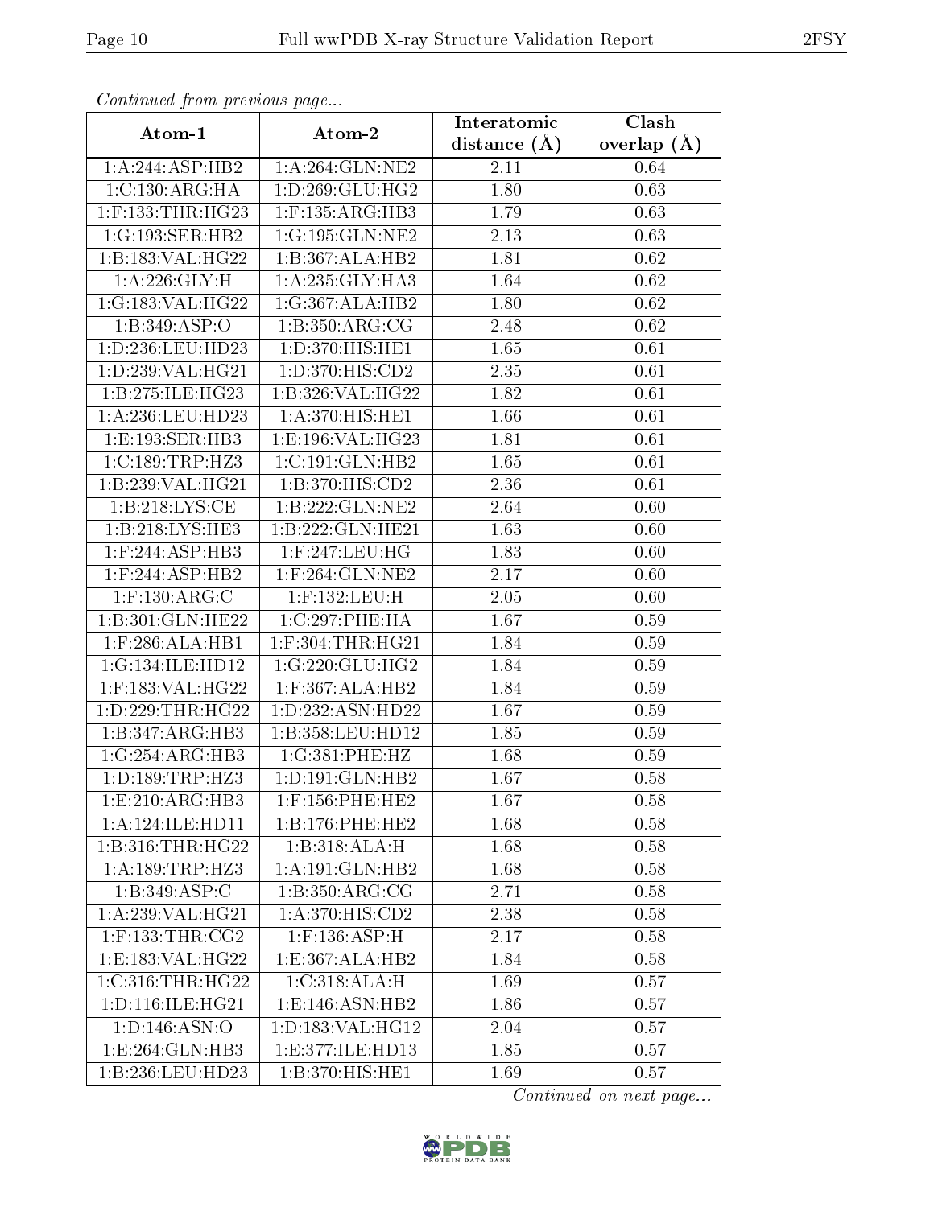*Continued from previous page...*

| Atom-1 | Atom-2 | Interatomic distance (Å) | Clash overlap (Å) |
|---|---|---|---|
| 1:A:244:ASP:HB2 | 1:A:264:GLN:NE2 | 2.11 | 0.64 |
| 1:C:130:ARG:HA | 1:D:269:GLU:HG2 | 1.80 | 0.63 |
| 1:F:133:THR:HG23 | 1:F:135:ARG:HB3 | 1.79 | 0.63 |
| 1:G:193:SER:HB2 | 1:G:195:GLN:NE2 | 2.13 | 0.63 |
| 1:B:183:VAL:HG22 | 1:B:367:ALA:HB2 | 1.81 | 0.62 |
| 1:A:226:GLY:H | 1:A:235:GLY:HA3 | 1.64 | 0.62 |
| 1:G:183:VAL:HG22 | 1:G:367:ALA:HB2 | 1.80 | 0.62 |
| 1:B:349:ASP:O | 1:B:350:ARG:CG | 2.48 | 0.62 |
| 1:D:236:LEU:HD23 | 1:D:370:HIS:HE1 | 1.65 | 0.61 |
| 1:D:239:VAL:HG21 | 1:D:370:HIS:CD2 | 2.35 | 0.61 |
| 1:B:275:ILE:HG23 | 1:B:326:VAL:HG22 | 1.82 | 0.61 |
| 1:A:236:LEU:HD23 | 1:A:370:HIS:HE1 | 1.66 | 0.61 |
| 1:E:193:SER:HB3 | 1:E:196:VAL:HG23 | 1.81 | 0.61 |
| 1:C:189:TRP:HZ3 | 1:C:191:GLN:HB2 | 1.65 | 0.61 |
| 1:B:239:VAL:HG21 | 1:B:370:HIS:CD2 | 2.36 | 0.61 |
| 1:B:218:LYS:CE | 1:B:222:GLN:NE2 | 2.64 | 0.60 |
| 1:B:218:LYS:HE3 | 1:B:222:GLN:HE21 | 1.63 | 0.60 |
| 1:F:244:ASP:HB3 | 1:F:247:LEU:HG | 1.83 | 0.60 |
| 1:F:244:ASP:HB2 | 1:F:264:GLN:NE2 | 2.17 | 0.60 |
| 1:F:130:ARG:C | 1:F:132:LEU:H | 2.05 | 0.60 |
| 1:B:301:GLN:HE22 | 1:C:297:PHE:HA | 1.67 | 0.59 |
| 1:F:286:ALA:HB1 | 1:F:304:THR:HG21 | 1.84 | 0.59 |
| 1:G:134:ILE:HD12 | 1:G:220:GLU:HG2 | 1.84 | 0.59 |
| 1:F:183:VAL:HG22 | 1:F:367:ALA:HB2 | 1.84 | 0.59 |
| 1:D:229:THR:HG22 | 1:D:232:ASN:HD22 | 1.67 | 0.59 |
| 1:B:347:ARG:HB3 | 1:B:358:LEU:HD12 | 1.85 | 0.59 |
| 1:G:254:ARG:HB3 | 1:G:381:PHE:HZ | 1.68 | 0.59 |
| 1:D:189:TRP:HZ3 | 1:D:191:GLN:HB2 | 1.67 | 0.58 |
| 1:E:210:ARG:HB3 | 1:F:156:PHE:HE2 | 1.67 | 0.58 |
| 1:A:124:ILE:HD11 | 1:B:176:PHE:HE2 | 1.68 | 0.58 |
| 1:B:316:THR:HG22 | 1:B:318:ALA:H | 1.68 | 0.58 |
| 1:A:189:TRP:HZ3 | 1:A:191:GLN:HB2 | 1.68 | 0.58 |
| 1:B:349:ASP:C | 1:B:350:ARG:CG | 2.71 | 0.58 |
| 1:A:239:VAL:HG21 | 1:A:370:HIS:CD2 | 2.38 | 0.58 |
| 1:F:133:THR:CG2 | 1:F:136:ASP:H | 2.17 | 0.58 |
| 1:E:183:VAL:HG22 | 1:E:367:ALA:HB2 | 1.84 | 0.58 |
| 1:C:316:THR:HG22 | 1:C:318:ALA:H | 1.69 | 0.57 |
| 1:D:116:ILE:HG21 | 1:E:146:ASN:HB2 | 1.86 | 0.57 |
| 1:D:146:ASN:O | 1:D:183:VAL:HG12 | 2.04 | 0.57 |
| 1:E:264:GLN:HB3 | 1:E:377:ILE:HD13 | 1.85 | 0.57 |
| 1:B:236:LEU:HD23 | 1:B:370:HIS:HE1 | 1.69 | 0.57 |

*Continued on next page...*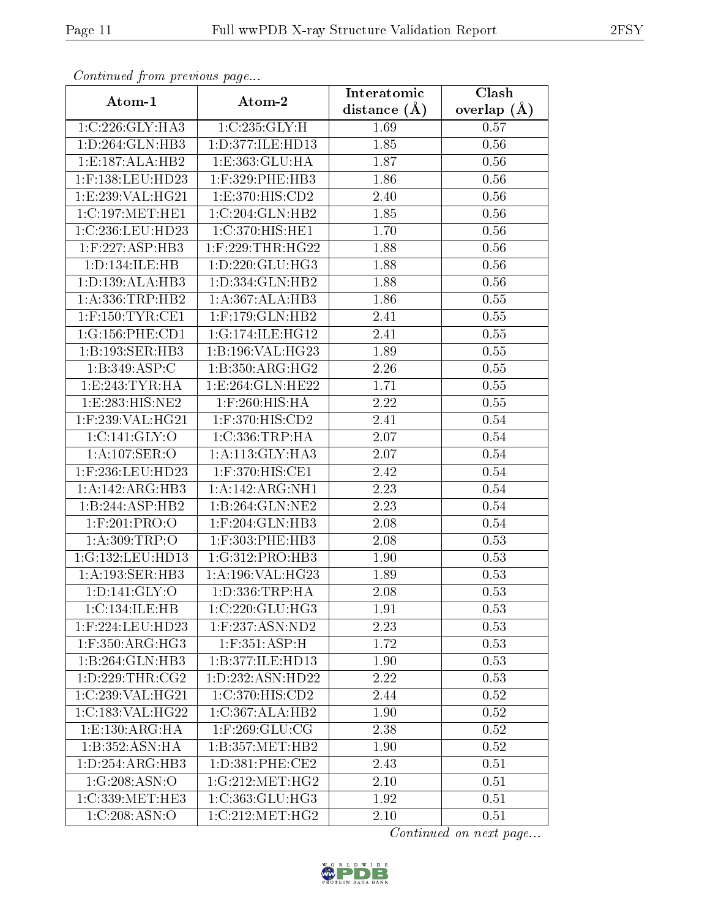*Continued from previous page...*

| Atom-1 | Atom-2 | Interatomic distance (Å) | Clash overlap (Å) |
|---|---|---|---|
| 1:C:226:GLY:HA3 | 1:C:235:GLY:H | 1.69 | 0.57 |
| 1:D:264:GLN:HB3 | 1:D:377:ILE:HD13 | 1.85 | 0.56 |
| 1:E:187:ALA:HB2 | 1:E:363:GLU:HA | 1.87 | 0.56 |
| 1:F:138:LEU:HD23 | 1:F:329:PHE:HB3 | 1.86 | 0.56 |
| 1:E:239:VAL:HG21 | 1:E:370:HIS:CD2 | 2.40 | 0.56 |
| 1:C:197:MET:HE1 | 1:C:204:GLN:HB2 | 1.85 | 0.56 |
| 1:C:236:LEU:HD23 | 1:C:370:HIS:HE1 | 1.70 | 0.56 |
| 1:F:227:ASP:HB3 | 1:F:229:THR:HG22 | 1.88 | 0.56 |
| 1:D:134:ILE:HB | 1:D:220:GLU:HG3 | 1.88 | 0.56 |
| 1:D:139:ALA:HB3 | 1:D:334:GLN:HB2 | 1.88 | 0.56 |
| 1:A:336:TRP:HB2 | 1:A:367:ALA:HB3 | 1.86 | 0.55 |
| 1:F:150:TYR:CE1 | 1:F:179:GLN:HB2 | 2.41 | 0.55 |
| 1:G:156:PHE:CD1 | 1:G:174:ILE:HG12 | 2.41 | 0.55 |
| 1:B:193:SER:HB3 | 1:B:196:VAL:HG23 | 1.89 | 0.55 |
| 1:B:349:ASP:C | 1:B:350:ARG:HG2 | 2.26 | 0.55 |
| 1:E:243:TYR:HA | 1:E:264:GLN:HE22 | 1.71 | 0.55 |
| 1:E:283:HIS:NE2 | 1:F:260:HIS:HA | 2.22 | 0.55 |
| 1:F:239:VAL:HG21 | 1:F:370:HIS:CD2 | 2.41 | 0.54 |
| 1:C:141:GLY:O | 1:C:336:TRP:HA | 2.07 | 0.54 |
| 1:A:107:SER:O | 1:A:113:GLY:HA3 | 2.07 | 0.54 |
| 1:F:236:LEU:HD23 | 1:F:370:HIS:CE1 | 2.42 | 0.54 |
| 1:A:142:ARG:HB3 | 1:A:142:ARG:NH1 | 2.23 | 0.54 |
| 1:B:244:ASP:HB2 | 1:B:264:GLN:NE2 | 2.23 | 0.54 |
| 1:F:201:PRO:O | 1:F:204:GLN:HB3 | 2.08 | 0.54 |
| 1:A:309:TRP:O | 1:F:303:PHE:HB3 | 2.08 | 0.53 |
| 1:G:132:LEU:HD13 | 1:G:312:PRO:HB3 | 1.90 | 0.53 |
| 1:A:193:SER:HB3 | 1:A:196:VAL:HG23 | 1.89 | 0.53 |
| 1:D:141:GLY:O | 1:D:336:TRP:HA | 2.08 | 0.53 |
| 1:C:134:ILE:HB | 1:C:220:GLU:HG3 | 1.91 | 0.53 |
| 1:F:224:LEU:HD23 | 1:F:237:ASN:ND2 | 2.23 | 0.53 |
| 1:F:350:ARG:HG3 | 1:F:351:ASP:H | 1.72 | 0.53 |
| 1:B:264:GLN:HB3 | 1:B:377:ILE:HD13 | 1.90 | 0.53 |
| 1:D:229:THR:CG2 | 1:D:232:ASN:HD22 | 2.22 | 0.53 |
| 1:C:239:VAL:HG21 | 1:C:370:HIS:CD2 | 2.44 | 0.52 |
| 1:C:183:VAL:HG22 | 1:C:367:ALA:HB2 | 1.90 | 0.52 |
| 1:E:130:ARG:HA | 1:F:269:GLU:CG | 2.38 | 0.52 |
| 1:B:352:ASN:HA | 1:B:357:MET:HB2 | 1.90 | 0.52 |
| 1:D:254:ARG:HB3 | 1:D:381:PHE:CE2 | 2.43 | 0.51 |
| 1:G:208:ASN:O | 1:G:212:MET:HG2 | 2.10 | 0.51 |
| 1:C:339:MET:HE3 | 1:C:363:GLU:HG3 | 1.92 | 0.51 |
| 1:C:208:ASN:O | 1:C:212:MET:HG2 | 2.10 | 0.51 |

*Continued on next page...*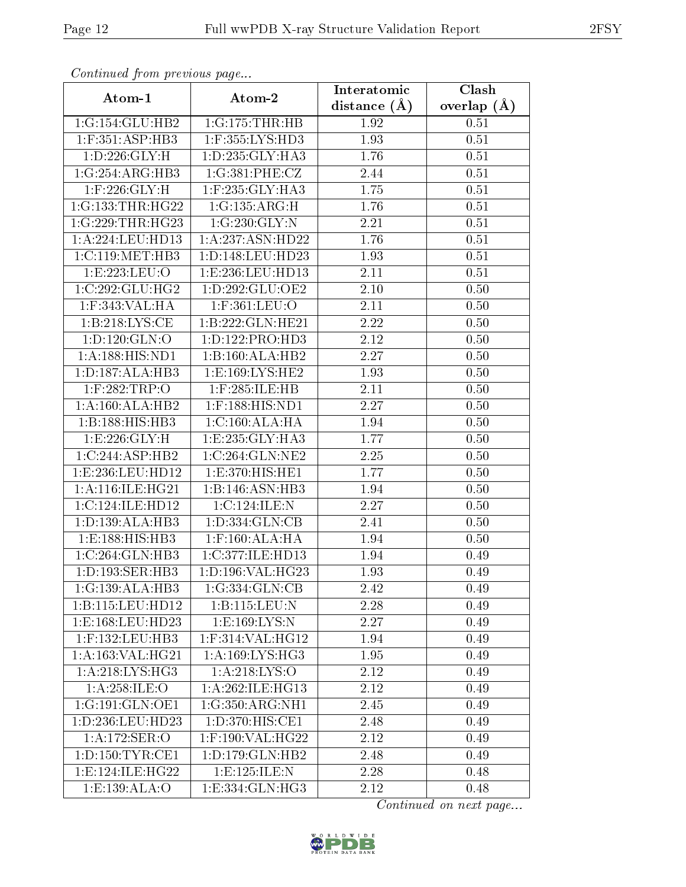*Continued from previous page...*

| Atom-1 | Atom-2 | Interatomic distance (Å) | Clash overlap (Å) |
|---|---|---|---|
| 1:G:154:GLU:HB2 | 1:G:175:THR:HB | 1.92 | 0.51 |
| 1:F:351:ASP:HB3 | 1:F:355:LYS:HD3 | 1.93 | 0.51 |
| 1:D:226:GLY:H | 1:D:235:GLY:HA3 | 1.76 | 0.51 |
| 1:G:254:ARG:HB3 | 1:G:381:PHE:CZ | 2.44 | 0.51 |
| 1:F:226:GLY:H | 1:F:235:GLY:HA3 | 1.75 | 0.51 |
| 1:G:133:THR:HG22 | 1:G:135:ARG:H | 1.76 | 0.51 |
| 1:G:229:THR:HG23 | 1:G:230:GLY:N | 2.21 | 0.51 |
| 1:A:224:LEU:HD13 | 1:A:237:ASN:HD22 | 1.76 | 0.51 |
| 1:C:119:MET:HB3 | 1:D:148:LEU:HD23 | 1.93 | 0.51 |
| 1:E:223:LEU:O | 1:E:236:LEU:HD13 | 2.11 | 0.51 |
| 1:C:292:GLU:HG2 | 1:D:292:GLU:OE2 | 2.10 | 0.50 |
| 1:F:343:VAL:HA | 1:F:361:LEU:O | 2.11 | 0.50 |
| 1:B:218:LYS:CE | 1:B:222:GLN:HE21 | 2.22 | 0.50 |
| 1:D:120:GLN:O | 1:D:122:PRO:HD3 | 2.12 | 0.50 |
| 1:A:188:HIS:ND1 | 1:B:160:ALA:HB2 | 2.27 | 0.50 |
| 1:D:187:ALA:HB3 | 1:E:169:LYS:HE2 | 1.93 | 0.50 |
| 1:F:282:TRP:O | 1:F:285:ILE:HB | 2.11 | 0.50 |
| 1:A:160:ALA:HB2 | 1:F:188:HIS:ND1 | 2.27 | 0.50 |
| 1:B:188:HIS:HB3 | 1:C:160:ALA:HA | 1.94 | 0.50 |
| 1:E:226:GLY:H | 1:E:235:GLY:HA3 | 1.77 | 0.50 |
| 1:C:244:ASP:HB2 | 1:C:264:GLN:NE2 | 2.25 | 0.50 |
| 1:E:236:LEU:HD12 | 1:E:370:HIS:HE1 | 1.77 | 0.50 |
| 1:A:116:ILE:HG21 | 1:B:146:ASN:HB3 | 1.94 | 0.50 |
| 1:C:124:ILE:HD12 | 1:C:124:ILE:N | 2.27 | 0.50 |
| 1:D:139:ALA:HB3 | 1:D:334:GLN:CB | 2.41 | 0.50 |
| 1:E:188:HIS:HB3 | 1:F:160:ALA:HA | 1.94 | 0.50 |
| 1:C:264:GLN:HB3 | 1:C:377:ILE:HD13 | 1.94 | 0.49 |
| 1:D:193:SER:HB3 | 1:D:196:VAL:HG23 | 1.93 | 0.49 |
| 1:G:139:ALA:HB3 | 1:G:334:GLN:CB | 2.42 | 0.49 |
| 1:B:115:LEU:HD12 | 1:B:115:LEU:N | 2.28 | 0.49 |
| 1:E:168:LEU:HD23 | 1:E:169:LYS:N | 2.27 | 0.49 |
| 1:F:132:LEU:HB3 | 1:F:314:VAL:HG12 | 1.94 | 0.49 |
| 1:A:163:VAL:HG21 | 1:A:169:LYS:HG3 | 1.95 | 0.49 |
| 1:A:218:LYS:HG3 | 1:A:218:LYS:O | 2.12 | 0.49 |
| 1:A:258:ILE:O | 1:A:262:ILE:HG13 | 2.12 | 0.49 |
| 1:G:191:GLN:OE1 | 1:G:350:ARG:NH1 | 2.45 | 0.49 |
| 1:D:236:LEU:HD23 | 1:D:370:HIS:CE1 | 2.48 | 0.49 |
| 1:A:172:SER:O | 1:F:190:VAL:HG22 | 2.12 | 0.49 |
| 1:D:150:TYR:CE1 | 1:D:179:GLN:HB2 | 2.48 | 0.49 |
| 1:E:124:ILE:HG22 | 1:E:125:ILE:N | 2.28 | 0.48 |
| 1:E:139:ALA:O | 1:E:334:GLN:HG3 | 2.12 | 0.48 |

*Continued on next page...*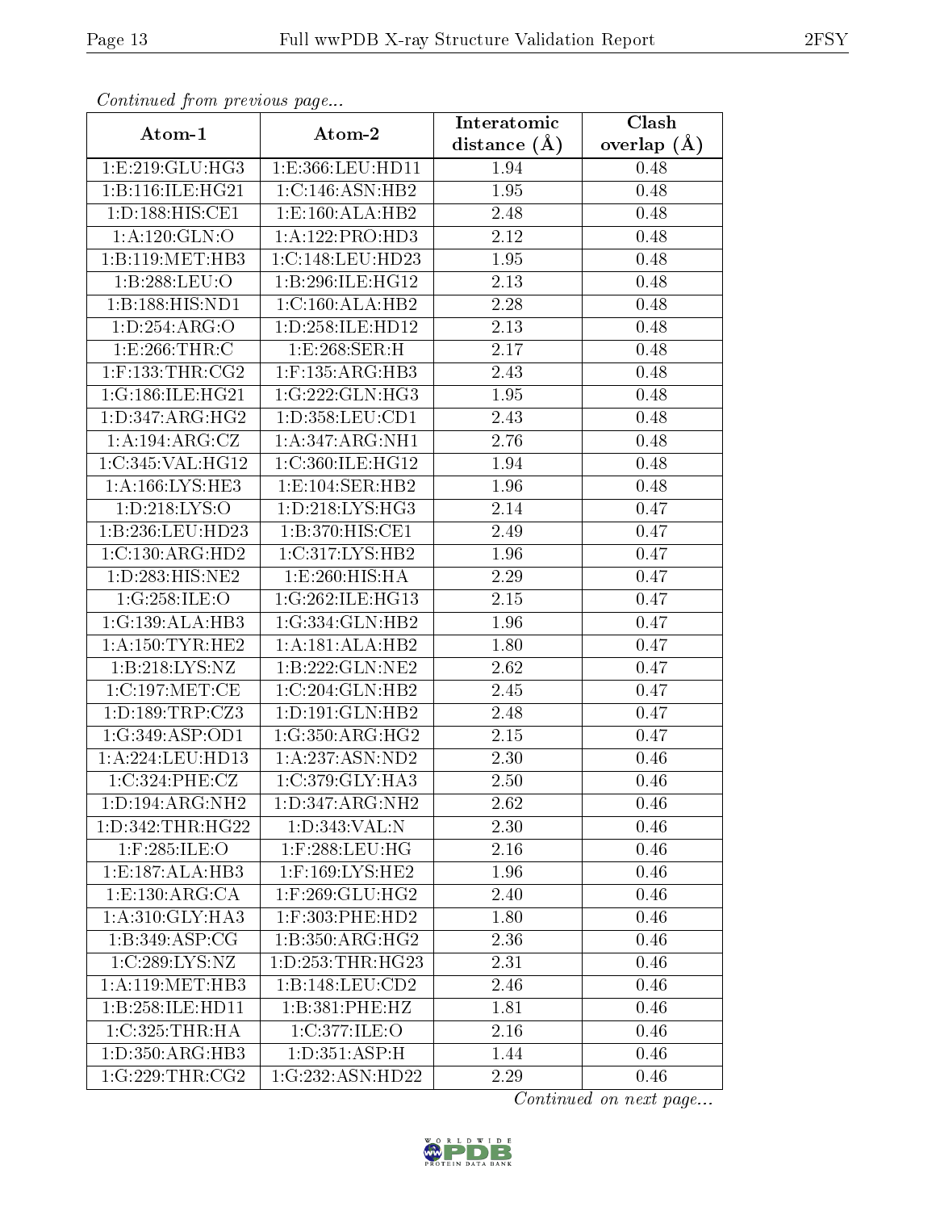*Continued from previous page...*

| Atom-1 | Atom-2 | Interatomic distance (Å) | Clash overlap (Å) |
|---|---|---|---|
| 1:E:219:GLU:HG3 | 1:E:366:LEU:HD11 | 1.94 | 0.48 |
| 1:B:116:ILE:HG21 | 1:C:146:ASN:HB2 | 1.95 | 0.48 |
| 1:D:188:HIS:CE1 | 1:E:160:ALA:HB2 | 2.48 | 0.48 |
| 1:A:120:GLN:O | 1:A:122:PRO:HD3 | 2.12 | 0.48 |
| 1:B:119:MET:HB3 | 1:C:148:LEU:HD23 | 1.95 | 0.48 |
| 1:B:288:LEU:O | 1:B:296:ILE:HG12 | 2.13 | 0.48 |
| 1:B:188:HIS:ND1 | 1:C:160:ALA:HB2 | 2.28 | 0.48 |
| 1:D:254:ARG:O | 1:D:258:ILE:HD12 | 2.13 | 0.48 |
| 1:E:266:THR:C | 1:E:268:SER:H | 2.17 | 0.48 |
| 1:F:133:THR:CG2 | 1:F:135:ARG:HB3 | 2.43 | 0.48 |
| 1:G:186:ILE:HG21 | 1:G:222:GLN:HG3 | 1.95 | 0.48 |
| 1:D:347:ARG:HG2 | 1:D:358:LEU:CD1 | 2.43 | 0.48 |
| 1:A:194:ARG:CZ | 1:A:347:ARG:NH1 | 2.76 | 0.48 |
| 1:C:345:VAL:HG12 | 1:C:360:ILE:HG12 | 1.94 | 0.48 |
| 1:A:166:LYS:HE3 | 1:E:104:SER:HB2 | 1.96 | 0.48 |
| 1:D:218:LYS:O | 1:D:218:LYS:HG3 | 2.14 | 0.47 |
| 1:B:236:LEU:HD23 | 1:B:370:HIS:CE1 | 2.49 | 0.47 |
| 1:C:130:ARG:HD2 | 1:C:317:LYS:HB2 | 1.96 | 0.47 |
| 1:D:283:HIS:NE2 | 1:E:260:HIS:HA | 2.29 | 0.47 |
| 1:G:258:ILE:O | 1:G:262:ILE:HG13 | 2.15 | 0.47 |
| 1:G:139:ALA:HB3 | 1:G:334:GLN:HB2 | 1.96 | 0.47 |
| 1:A:150:TYR:HE2 | 1:A:181:ALA:HB2 | 1.80 | 0.47 |
| 1:B:218:LYS:NZ | 1:B:222:GLN:NE2 | 2.62 | 0.47 |
| 1:C:197:MET:CE | 1:C:204:GLN:HB2 | 2.45 | 0.47 |
| 1:D:189:TRP:CZ3 | 1:D:191:GLN:HB2 | 2.48 | 0.47 |
| 1:G:349:ASP:OD1 | 1:G:350:ARG:HG2 | 2.15 | 0.47 |
| 1:A:224:LEU:HD13 | 1:A:237:ASN:ND2 | 2.30 | 0.46 |
| 1:C:324:PHE:CZ | 1:C:379:GLY:HA3 | 2.50 | 0.46 |
| 1:D:194:ARG:NH2 | 1:D:347:ARG:NH2 | 2.62 | 0.46 |
| 1:D:342:THR:HG22 | 1:D:343:VAL:N | 2.30 | 0.46 |
| 1:F:285:ILE:O | 1:F:288:LEU:HG | 2.16 | 0.46 |
| 1:E:187:ALA:HB3 | 1:F:169:LYS:HE2 | 1.96 | 0.46 |
| 1:E:130:ARG:CA | 1:F:269:GLU:HG2 | 2.40 | 0.46 |
| 1:A:310:GLY:HA3 | 1:F:303:PHE:HD2 | 1.80 | 0.46 |
| 1:B:349:ASP:CG | 1:B:350:ARG:HG2 | 2.36 | 0.46 |
| 1:C:289:LYS:NZ | 1:D:253:THR:HG23 | 2.31 | 0.46 |
| 1:A:119:MET:HB3 | 1:B:148:LEU:CD2 | 2.46 | 0.46 |
| 1:B:258:ILE:HD11 | 1:B:381:PHE:HZ | 1.81 | 0.46 |
| 1:C:325:THR:HA | 1:C:377:ILE:O | 2.16 | 0.46 |
| 1:D:350:ARG:HB3 | 1:D:351:ASP:H | 1.44 | 0.46 |
| 1:G:229:THR:CG2 | 1:G:232:ASN:HD22 | 2.29 | 0.46 |

*Continued on next page...*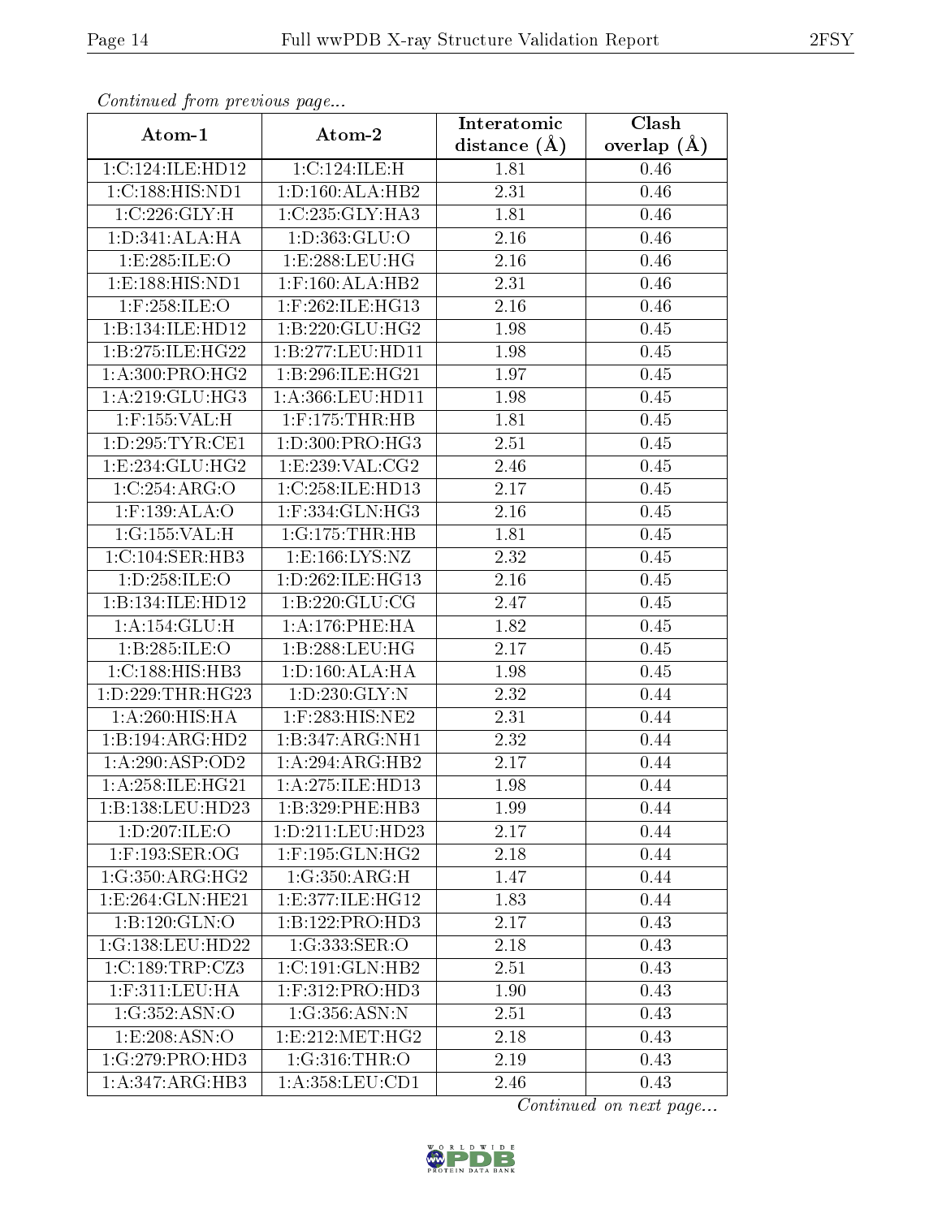*Continued from previous page...*

| Atom-1 | Atom-2 | Interatomic distance (Å) | Clash overlap (Å) |
|---|---|---|---|
| 1:C:124:ILE:HD12 | 1:C:124:ILE:H | 1.81 | 0.46 |
| 1:C:188:HIS:ND1 | 1:D:160:ALA:HB2 | 2.31 | 0.46 |
| 1:C:226:GLY:H | 1:C:235:GLY:HA3 | 1.81 | 0.46 |
| 1:D:341:ALA:HA | 1:D:363:GLU:O | 2.16 | 0.46 |
| 1:E:285:ILE:O | 1:E:288:LEU:HG | 2.16 | 0.46 |
| 1:E:188:HIS:ND1 | 1:F:160:ALA:HB2 | 2.31 | 0.46 |
| 1:F:258:ILE:O | 1:F:262:ILE:HG13 | 2.16 | 0.46 |
| 1:B:134:ILE:HD12 | 1:B:220:GLU:HG2 | 1.98 | 0.45 |
| 1:B:275:ILE:HG22 | 1:B:277:LEU:HD11 | 1.98 | 0.45 |
| 1:A:300:PRO:HG2 | 1:B:296:ILE:HG21 | 1.97 | 0.45 |
| 1:A:219:GLU:HG3 | 1:A:366:LEU:HD11 | 1.98 | 0.45 |
| 1:F:155:VAL:H | 1:F:175:THR:HB | 1.81 | 0.45 |
| 1:D:295:TYR:CE1 | 1:D:300:PRO:HG3 | 2.51 | 0.45 |
| 1:E:234:GLU:HG2 | 1:E:239:VAL:CG2 | 2.46 | 0.45 |
| 1:C:254:ARG:O | 1:C:258:ILE:HD13 | 2.17 | 0.45 |
| 1:F:139:ALA:O | 1:F:334:GLN:HG3 | 2.16 | 0.45 |
| 1:G:155:VAL:H | 1:G:175:THR:HB | 1.81 | 0.45 |
| 1:C:104:SER:HB3 | 1:E:166:LYS:NZ | 2.32 | 0.45 |
| 1:D:258:ILE:O | 1:D:262:ILE:HG13 | 2.16 | 0.45 |
| 1:B:134:ILE:HD12 | 1:B:220:GLU:CG | 2.47 | 0.45 |
| 1:A:154:GLU:H | 1:A:176:PHE:HA | 1.82 | 0.45 |
| 1:B:285:ILE:O | 1:B:288:LEU:HG | 2.17 | 0.45 |
| 1:C:188:HIS:HB3 | 1:D:160:ALA:HA | 1.98 | 0.45 |
| 1:D:229:THR:HG23 | 1:D:230:GLY:N | 2.32 | 0.44 |
| 1:A:260:HIS:HA | 1:F:283:HIS:NE2 | 2.31 | 0.44 |
| 1:B:194:ARG:HD2 | 1:B:347:ARG:NH1 | 2.32 | 0.44 |
| 1:A:290:ASP:OD2 | 1:A:294:ARG:HB2 | 2.17 | 0.44 |
| 1:A:258:ILE:HG21 | 1:A:275:ILE:HD13 | 1.98 | 0.44 |
| 1:B:138:LEU:HD23 | 1:B:329:PHE:HB3 | 1.99 | 0.44 |
| 1:D:207:ILE:O | 1:D:211:LEU:HD23 | 2.17 | 0.44 |
| 1:F:193:SER:OG | 1:F:195:GLN:HG2 | 2.18 | 0.44 |
| 1:G:350:ARG:HG2 | 1:G:350:ARG:H | 1.47 | 0.44 |
| 1:E:264:GLN:HE21 | 1:E:377:ILE:HG12 | 1.83 | 0.44 |
| 1:B:120:GLN:O | 1:B:122:PRO:HD3 | 2.17 | 0.43 |
| 1:G:138:LEU:HD22 | 1:G:333:SER:O | 2.18 | 0.43 |
| 1:C:189:TRP:CZ3 | 1:C:191:GLN:HB2 | 2.51 | 0.43 |
| 1:F:311:LEU:HA | 1:F:312:PRO:HD3 | 1.90 | 0.43 |
| 1:G:352:ASN:O | 1:G:356:ASN:N | 2.51 | 0.43 |
| 1:E:208:ASN:O | 1:E:212:MET:HG2 | 2.18 | 0.43 |
| 1:G:279:PRO:HD3 | 1:G:316:THR:O | 2.19 | 0.43 |
| 1:A:347:ARG:HB3 | 1:A:358:LEU:CD1 | 2.46 | 0.43 |

*Continued on next page...*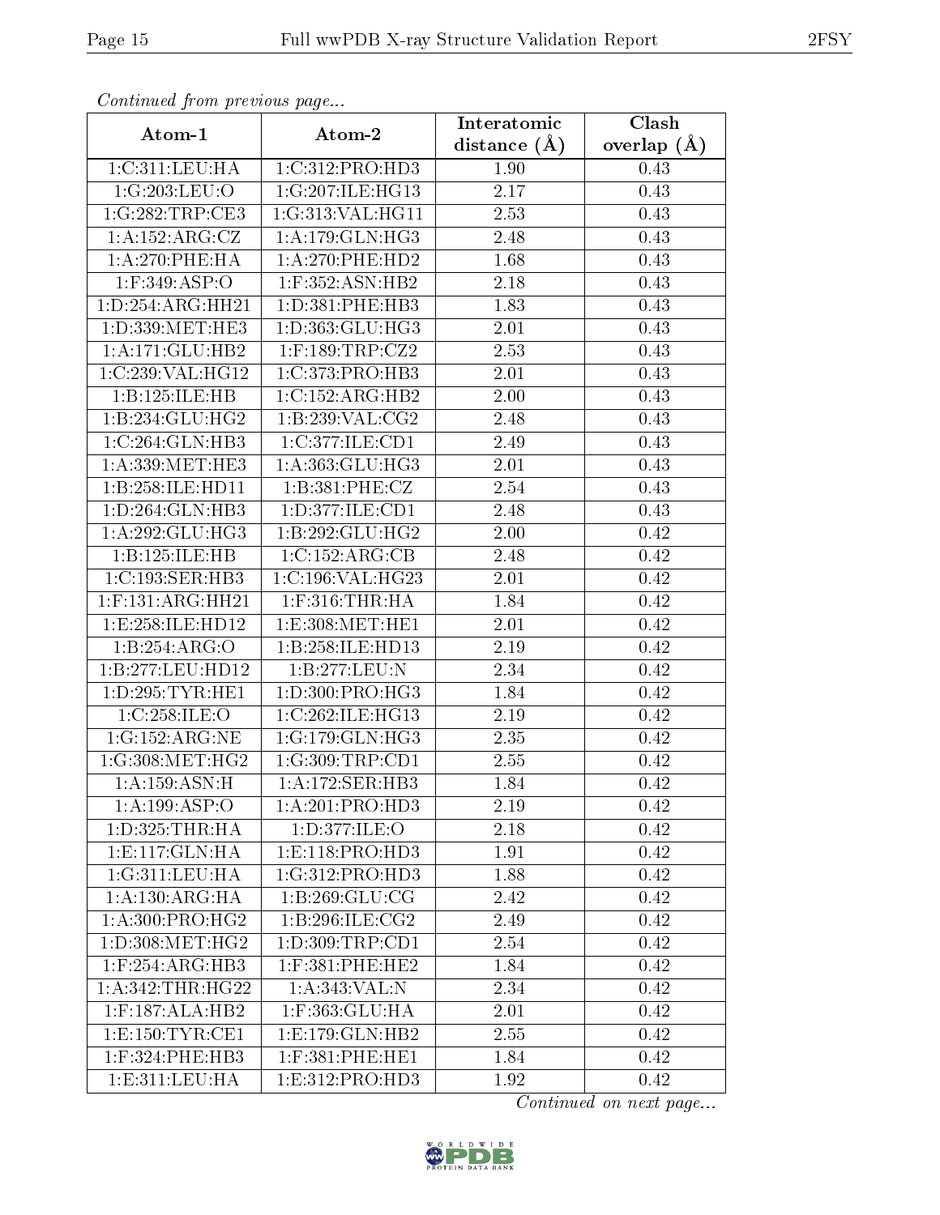*Continued from previous page...*

| Atom-1 | Atom-2 | Interatomic distance (Å) | Clash overlap (Å) |
|---|---|---|---|
| 1:C:311:LEU:HA | 1:C:312:PRO:HD3 | 1.90 | 0.43 |
| 1:G:203:LEU:O | 1:G:207:ILE:HG13 | 2.17 | 0.43 |
| 1:G:282:TRP:CE3 | 1:G:313:VAL:HG11 | 2.53 | 0.43 |
| 1:A:152:ARG:CZ | 1:A:179:GLN:HG3 | 2.48 | 0.43 |
| 1:A:270:PHE:HA | 1:A:270:PHE:HD2 | 1.68 | 0.43 |
| 1:F:349:ASP:O | 1:F:352:ASN:HB2 | 2.18 | 0.43 |
| 1:D:254:ARG:HH21 | 1:D:381:PHE:HB3 | 1.83 | 0.43 |
| 1:D:339:MET:HE3 | 1:D:363:GLU:HG3 | 2.01 | 0.43 |
| 1:A:171:GLU:HB2 | 1:F:189:TRP:CZ2 | 2.53 | 0.43 |
| 1:C:239:VAL:HG12 | 1:C:373:PRO:HB3 | 2.01 | 0.43 |
| 1:B:125:ILE:HB | 1:C:152:ARG:HB2 | 2.00 | 0.43 |
| 1:B:234:GLU:HG2 | 1:B:239:VAL:CG2 | 2.48 | 0.43 |
| 1:C:264:GLN:HB3 | 1:C:377:ILE:CD1 | 2.49 | 0.43 |
| 1:A:339:MET:HE3 | 1:A:363:GLU:HG3 | 2.01 | 0.43 |
| 1:B:258:ILE:HD11 | 1:B:381:PHE:CZ | 2.54 | 0.43 |
| 1:D:264:GLN:HB3 | 1:D:377:ILE:CD1 | 2.48 | 0.43 |
| 1:A:292:GLU:HG3 | 1:B:292:GLU:HG2 | 2.00 | 0.42 |
| 1:B:125:ILE:HB | 1:C:152:ARG:CB | 2.48 | 0.42 |
| 1:C:193:SER:HB3 | 1:C:196:VAL:HG23 | 2.01 | 0.42 |
| 1:F:131:ARG:HH21 | 1:F:316:THR:HA | 1.84 | 0.42 |
| 1:E:258:ILE:HD12 | 1:E:308:MET:HE1 | 2.01 | 0.42 |
| 1:B:254:ARG:O | 1:B:258:ILE:HD13 | 2.19 | 0.42 |
| 1:B:277:LEU:HD12 | 1:B:277:LEU:N | 2.34 | 0.42 |
| 1:D:295:TYR:HE1 | 1:D:300:PRO:HG3 | 1.84 | 0.42 |
| 1:C:258:ILE:O | 1:C:262:ILE:HG13 | 2.19 | 0.42 |
| 1:G:152:ARG:NE | 1:G:179:GLN:HG3 | 2.35 | 0.42 |
| 1:G:308:MET:HG2 | 1:G:309:TRP:CD1 | 2.55 | 0.42 |
| 1:A:159:ASN:H | 1:A:172:SER:HB3 | 1.84 | 0.42 |
| 1:A:199:ASP:O | 1:A:201:PRO:HD3 | 2.19 | 0.42 |
| 1:D:325:THR:HA | 1:D:377:ILE:O | 2.18 | 0.42 |
| 1:E:117:GLN:HA | 1:E:118:PRO:HD3 | 1.91 | 0.42 |
| 1:G:311:LEU:HA | 1:G:312:PRO:HD3 | 1.88 | 0.42 |
| 1:A:130:ARG:HA | 1:B:269:GLU:CG | 2.42 | 0.42 |
| 1:A:300:PRO:HG2 | 1:B:296:ILE:CG2 | 2.49 | 0.42 |
| 1:D:308:MET:HG2 | 1:D:309:TRP:CD1 | 2.54 | 0.42 |
| 1:F:254:ARG:HB3 | 1:F:381:PHE:HE2 | 1.84 | 0.42 |
| 1:A:342:THR:HG22 | 1:A:343:VAL:N | 2.34 | 0.42 |
| 1:F:187:ALA:HB2 | 1:F:363:GLU:HA | 2.01 | 0.42 |
| 1:E:150:TYR:CE1 | 1:E:179:GLN:HB2 | 2.55 | 0.42 |
| 1:F:324:PHE:HB3 | 1:F:381:PHE:HE1 | 1.84 | 0.42 |
| 1:E:311:LEU:HA | 1:E:312:PRO:HD3 | 1.92 | 0.42 |

*Continued on next page...*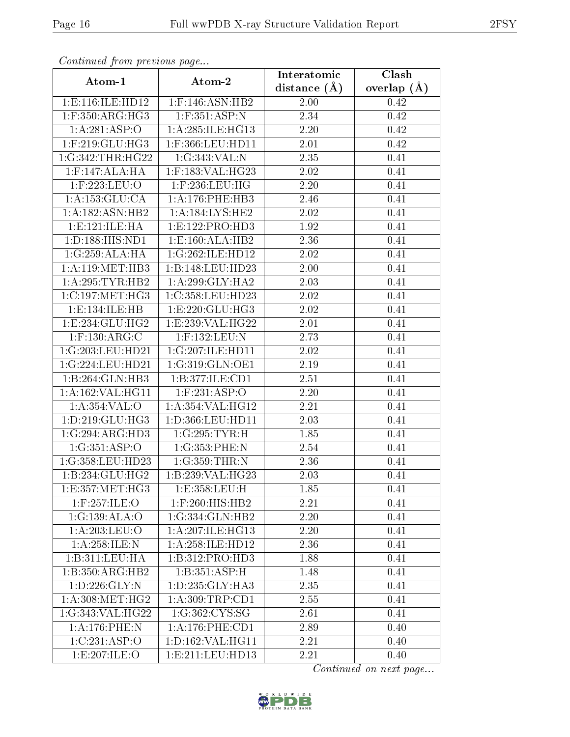*Continued from previous page...*

| Atom-1 | Atom-2 | Interatomic distance (Å) | Clash overlap (Å) |
|---|---|---|---|
| 1:E:116:ILE:HD12 | 1:F:146:ASN:HB2 | 2.00 | 0.42 |
| 1:F:350:ARG:HG3 | 1:F:351:ASP:N | 2.34 | 0.42 |
| 1:A:281:ASP:O | 1:A:285:ILE:HG13 | 2.20 | 0.42 |
| 1:F:219:GLU:HG3 | 1:F:366:LEU:HD11 | 2.01 | 0.42 |
| 1:G:342:THR:HG22 | 1:G:343:VAL:N | 2.35 | 0.41 |
| 1:F:147:ALA:HA | 1:F:183:VAL:HG23 | 2.02 | 0.41 |
| 1:F:223:LEU:O | 1:F:236:LEU:HG | 2.20 | 0.41 |
| 1:A:153:GLU:CA | 1:A:176:PHE:HB3 | 2.46 | 0.41 |
| 1:A:182:ASN:HB2 | 1:A:184:LYS:HE2 | 2.02 | 0.41 |
| 1:E:121:ILE:HA | 1:E:122:PRO:HD3 | 1.92 | 0.41 |
| 1:D:188:HIS:ND1 | 1:E:160:ALA:HB2 | 2.36 | 0.41 |
| 1:G:259:ALA:HA | 1:G:262:ILE:HD12 | 2.02 | 0.41 |
| 1:A:119:MET:HB3 | 1:B:148:LEU:HD23 | 2.00 | 0.41 |
| 1:A:295:TYR:HB2 | 1:A:299:GLY:HA2 | 2.03 | 0.41 |
| 1:C:197:MET:HG3 | 1:C:358:LEU:HD23 | 2.02 | 0.41 |
| 1:E:134:ILE:HB | 1:E:220:GLU:HG3 | 2.02 | 0.41 |
| 1:E:234:GLU:HG2 | 1:E:239:VAL:HG22 | 2.01 | 0.41 |
| 1:F:130:ARG:C | 1:F:132:LEU:N | 2.73 | 0.41 |
| 1:G:203:LEU:HD21 | 1:G:207:ILE:HD11 | 2.02 | 0.41 |
| 1:G:224:LEU:HD21 | 1:G:319:GLN:OE1 | 2.19 | 0.41 |
| 1:B:264:GLN:HB3 | 1:B:377:ILE:CD1 | 2.51 | 0.41 |
| 1:A:162:VAL:HG11 | 1:F:231:ASP:O | 2.20 | 0.41 |
| 1:A:354:VAL:O | 1:A:354:VAL:HG12 | 2.21 | 0.41 |
| 1:D:219:GLU:HG3 | 1:D:366:LEU:HD11 | 2.03 | 0.41 |
| 1:G:294:ARG:HD3 | 1:G:295:TYR:H | 1.85 | 0.41 |
| 1:G:351:ASP:O | 1:G:353:PHE:N | 2.54 | 0.41 |
| 1:G:358:LEU:HD23 | 1:G:359:THR:N | 2.36 | 0.41 |
| 1:B:234:GLU:HG2 | 1:B:239:VAL:HG23 | 2.03 | 0.41 |
| 1:E:357:MET:HG3 | 1:E:358:LEU:H | 1.85 | 0.41 |
| 1:F:257:ILE:O | 1:F:260:HIS:HB2 | 2.21 | 0.41 |
| 1:G:139:ALA:O | 1:G:334:GLN:HB2 | 2.20 | 0.41 |
| 1:A:203:LEU:O | 1:A:207:ILE:HG13 | 2.20 | 0.41 |
| 1:A:258:ILE:N | 1:A:258:ILE:HD12 | 2.36 | 0.41 |
| 1:B:311:LEU:HA | 1:B:312:PRO:HD3 | 1.88 | 0.41 |
| 1:B:350:ARG:HB2 | 1:B:351:ASP:H | 1.48 | 0.41 |
| 1:D:226:GLY:N | 1:D:235:GLY:HA3 | 2.35 | 0.41 |
| 1:A:308:MET:HG2 | 1:A:309:TRP:CD1 | 2.55 | 0.41 |
| 1:G:343:VAL:HG22 | 1:G:362:CYS:SG | 2.61 | 0.41 |
| 1:A:176:PHE:N | 1:A:176:PHE:CD1 | 2.89 | 0.40 |
| 1:C:231:ASP:O | 1:D:162:VAL:HG11 | 2.21 | 0.40 |
| 1:E:207:ILE:O | 1:E:211:LEU:HD13 | 2.21 | 0.40 |

*Continued on next page...*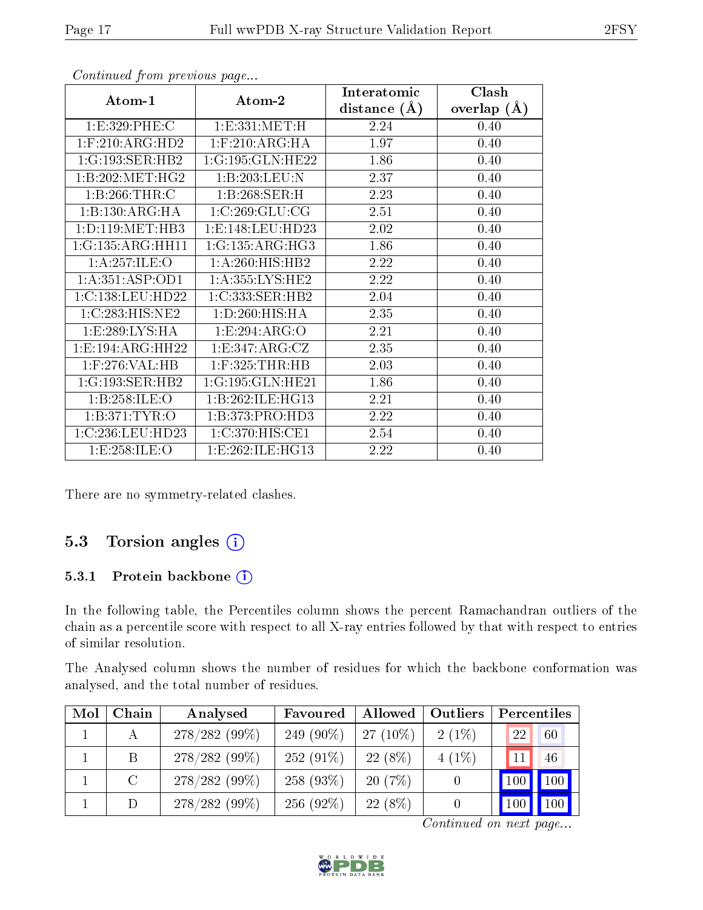*Continued from previous page...*

| Atom-1 | Atom-2 | Interatomic distance (Å) | Clash overlap (Å) |
| --- | --- | --- | --- |
| 1:E:329:PHE:C | 1:E:331:MET:H | 2.24 | 0.40 |
| 1:F:210:ARG:HD2 | 1:F:210:ARG:HA | 1.97 | 0.40 |
| 1:G:193:SER:HB2 | 1:G:195:GLN:HE22 | 1.86 | 0.40 |
| 1:B:202:MET:HG2 | 1:B:203:LEU:N | 2.37 | 0.40 |
| 1:B:266:THR:C | 1:B:268:SER:H | 2.23 | 0.40 |
| 1:B:130:ARG:HA | 1:C:269:GLU:CG | 2.51 | 0.40 |
| 1:D:119:MET:HB3 | 1:E:148:LEU:HD23 | 2.02 | 0.40 |
| 1:G:135:ARG:HH11 | 1:G:135:ARG:HG3 | 1.86 | 0.40 |
| 1:A:257:ILE:O | 1:A:260:HIS:HB2 | 2.22 | 0.40 |
| 1:A:351:ASP:OD1 | 1:A:355:LYS:HE2 | 2.22 | 0.40 |
| 1:C:138:LEU:HD22 | 1:C:333:SER:HB2 | 2.04 | 0.40 |
| 1:C:283:HIS:NE2 | 1:D:260:HIS:HA | 2.35 | 0.40 |
| 1:E:289:LYS:HA | 1:E:294:ARG:O | 2.21 | 0.40 |
| 1:E:194:ARG:HH22 | 1:E:347:ARG:CZ | 2.35 | 0.40 |
| 1:F:276:VAL:HB | 1:F:325:THR:HB | 2.03 | 0.40 |
| 1:G:193:SER:HB2 | 1:G:195:GLN:HE21 | 1.86 | 0.40 |
| 1:B:258:ILE:O | 1:B:262:ILE:HG13 | 2.21 | 0.40 |
| 1:B:371:TYR:O | 1:B:373:PRO:HD3 | 2.22 | 0.40 |
| 1:C:236:LEU:HD23 | 1:C:370:HIS:CE1 | 2.54 | 0.40 |
| 1:E:258:ILE:O | 1:E:262:ILE:HG13 | 2.22 | 0.40 |

There are no symmetry-related clashes.

## 5.3 Torsion angles

### 5.3.1 Protein backbone

In the following table, the Percentiles column shows the percent Ramachandran outliers of the chain as a percentile score with respect to all X-ray entries followed by that with respect to entries of similar resolution.

The Analysed column shows the number of residues for which the backbone conformation was analysed, and the total number of residues.

| Mol | Chain | Analysed | Favoured | Allowed | Outliers | Percentiles | |
| --- | --- | --- | --- | --- | --- | --- | --- |
| 1 | A | 278/282 (99%) | 249 (90%) | 27 (10%) | 2 (1%) | 22 | 60 |
| 1 | B | 278/282 (99%) | 252 (91%) | 22 (8%) | 4 (1%) | 11 | 46 |
| 1 | C | 278/282 (99%) | 258 (93%) | 20 (7%) | 0 | 100 | 100 |
| 1 | D | 278/282 (99%) | 256 (92%) | 22 (8%) | 0 | 100 | 100 |

*Continued on next page...*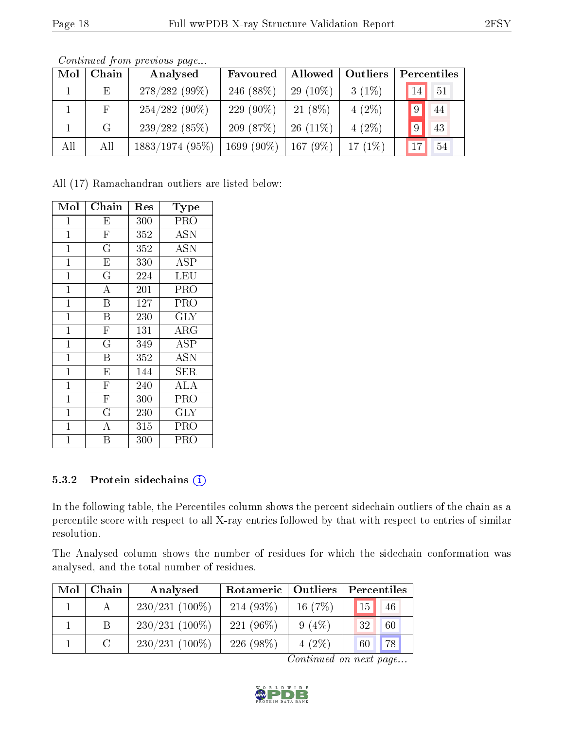*Continued from previous page...*

| Mol | Chain | Analysed | Favoured | Allowed | Outliers | Percentiles | |
|---|---|---|---|---|---|---|---|
| 1 | E | 278/282 (99%) | 246 (88%) | 29 (10%) | 3 (1%) | 14 | 51 |
| 1 | F | 254/282 (90%) | 229 (90%) | 21 (8%) | 4 (2%) | 9 | 44 |
| 1 | G | 239/282 (85%) | 209 (87%) | 26 (11%) | 4 (2%) | 9 | 43 |
| All | All | 1883/1974 (95%) | 1699 (90%) | 167 (9%) | 17 (1%) | 17 | 54 |

All (17) Ramachandran outliers are listed below:

| Mol | Chain | Res | Type |
|---|---|---|---|
| 1 | E | 300 | PRO |
| 1 | F | 352 | ASN |
| 1 | G | 352 | ASN |
| 1 | E | 330 | ASP |
| 1 | G | 224 | LEU |
| 1 | A | 201 | PRO |
| 1 | B | 127 | PRO |
| 1 | B | 230 | GLY |
| 1 | F | 131 | ARG |
| 1 | G | 349 | ASP |
| 1 | B | 352 | ASN |
| 1 | E | 144 | SER |
| 1 | F | 240 | ALA |
| 1 | F | 300 | PRO |
| 1 | G | 230 | GLY |
| 1 | A | 315 | PRO |
| 1 | B | 300 | PRO |

### 5.3.2 Protein sidechains (i)

In the following table, the Percentiles column shows the percent sidechain outliers of the chain as a percentile score with respect to all X-ray entries followed by that with respect to entries of similar resolution.

The Analysed column shows the number of residues for which the sidechain conformation was analysed, and the total number of residues.

| Mol | Chain | Analysed | Rotameric | Outliers | Percentiles | |
|---|---|---|---|---|---|---|
| 1 | A | 230/231 (100%) | 214 (93%) | 16 (7%) | 15 | 46 |
| 1 | B | 230/231 (100%) | 221 (96%) | 9 (4%) | 32 | 60 |
| 1 | C | 230/231 (100%) | 226 (98%) | 4 (2%) | 60 | 78 |

*Continued on next page...*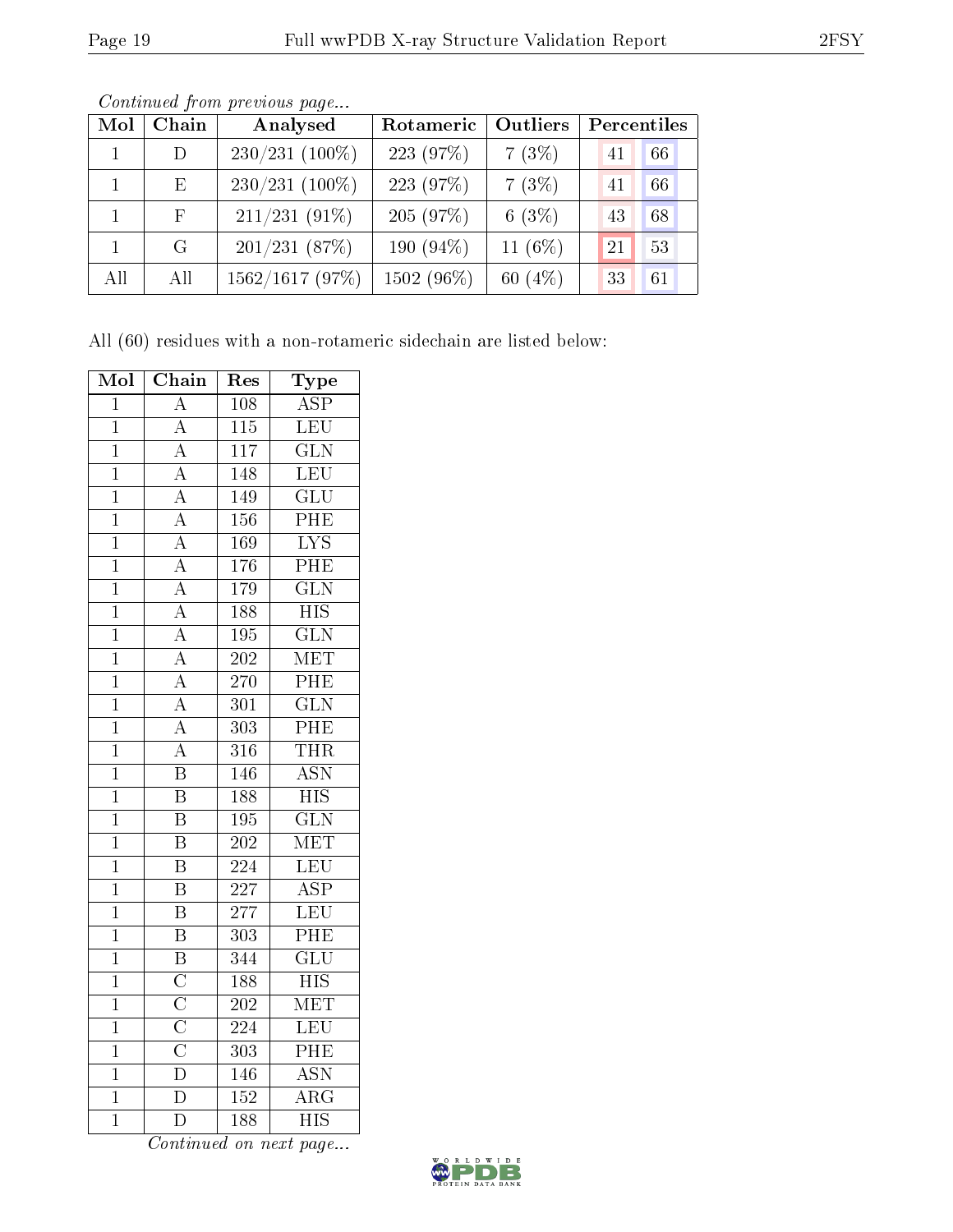*Continued from previous page...*

| Mol | Chain | Analysed | Rotameric | Outliers | Percentiles | |
|---|---|---|---|---|---|---|
| 1 | D | 230/231 (100%) | 223 (97%) | 7 (3%) | 41 | 66 |
| 1 | E | 230/231 (100%) | 223 (97%) | 7 (3%) | 41 | 66 |
| 1 | F | 211/231 (91%) | 205 (97%) | 6 (3%) | 43 | 68 |
| 1 | G | 201/231 (87%) | 190 (94%) | 11 (6%) | 21 | 53 |
| All | All | 1562/1617 (97%) | 1502 (96%) | 60 (4%) | 33 | 61 |

All (60) residues with a non-rotameric sidechain are listed below:

| Mol | Chain | Res | Type |
|---|---|---|---|
| 1 | A | 108 | ASP |
| 1 | A | 115 | LEU |
| 1 | A | 117 | GLN |
| 1 | A | 148 | LEU |
| 1 | A | 149 | GLU |
| 1 | A | 156 | PHE |
| 1 | A | 169 | LYS |
| 1 | A | 176 | PHE |
| 1 | A | 179 | GLN |
| 1 | A | 188 | HIS |
| 1 | A | 195 | GLN |
| 1 | A | 202 | MET |
| 1 | A | 270 | PHE |
| 1 | A | 301 | GLN |
| 1 | A | 303 | PHE |
| 1 | A | 316 | THR |
| 1 | B | 146 | ASN |
| 1 | B | 188 | HIS |
| 1 | B | 195 | GLN |
| 1 | B | 202 | MET |
| 1 | B | 224 | LEU |
| 1 | B | 227 | ASP |
| 1 | B | 277 | LEU |
| 1 | B | 303 | PHE |
| 1 | B | 344 | GLU |
| 1 | C | 188 | HIS |
| 1 | C | 202 | MET |
| 1 | C | 224 | LEU |
| 1 | C | 303 | PHE |
| 1 | D | 146 | ASN |
| 1 | D | 152 | ARG |
| 1 | D | 188 | HIS |

*Continued on next page...*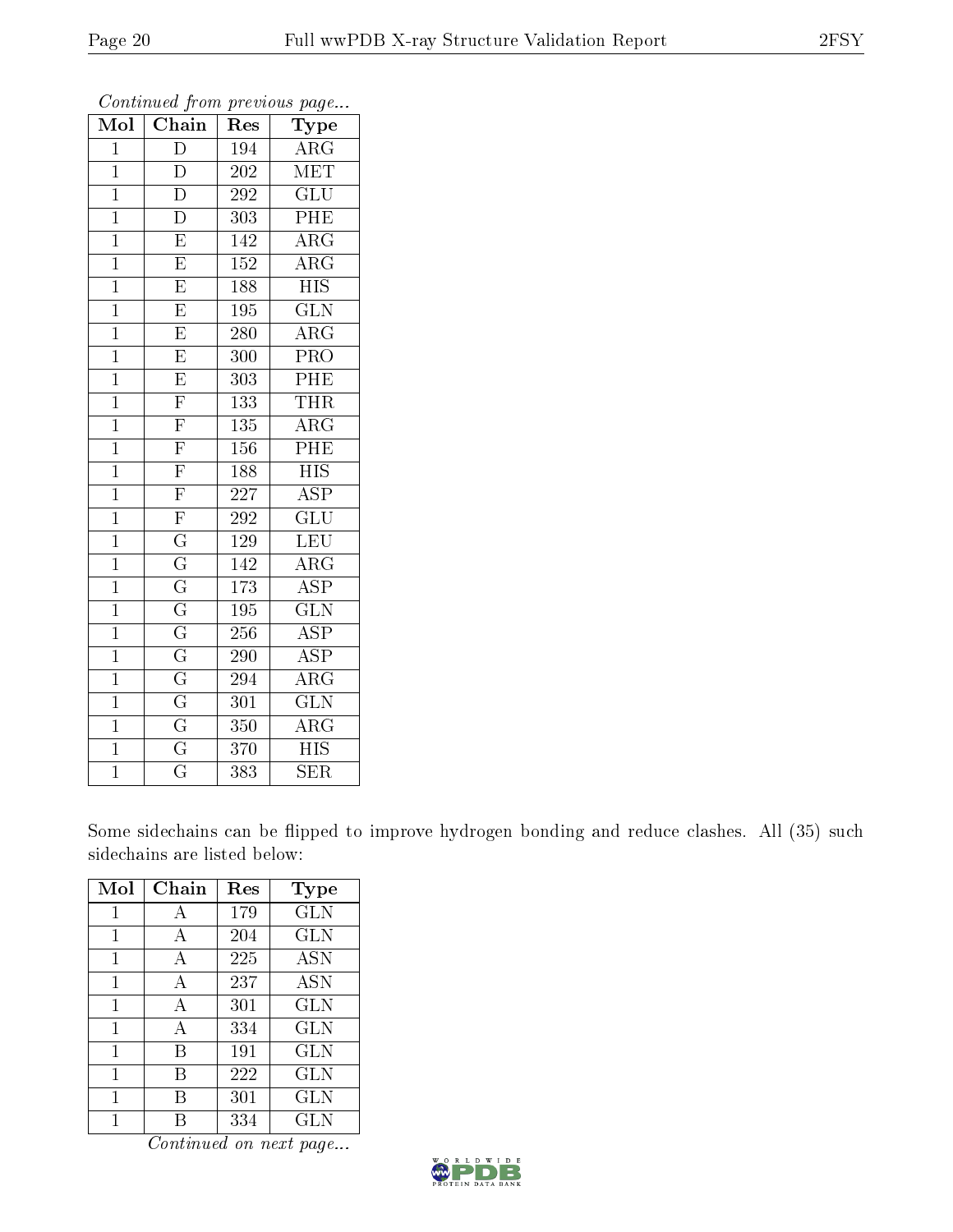*Continued from previous page...*

| Mol | Chain | Res | Type |
|---|---|---|---|
| 1 | D | 194 | ARG |
| 1 | D | 202 | MET |
| 1 | D | 292 | GLU |
| 1 | D | 303 | PHE |
| 1 | E | 142 | ARG |
| 1 | E | 152 | ARG |
| 1 | E | 188 | HIS |
| 1 | E | 195 | GLN |
| 1 | E | 280 | ARG |
| 1 | E | 300 | PRO |
| 1 | E | 303 | PHE |
| 1 | F | 133 | THR |
| 1 | F | 135 | ARG |
| 1 | F | 156 | PHE |
| 1 | F | 188 | HIS |
| 1 | F | 227 | ASP |
| 1 | F | 292 | GLU |
| 1 | G | 129 | LEU |
| 1 | G | 142 | ARG |
| 1 | G | 173 | ASP |
| 1 | G | 195 | GLN |
| 1 | G | 256 | ASP |
| 1 | G | 290 | ASP |
| 1 | G | 294 | ARG |
| 1 | G | 301 | GLN |
| 1 | G | 350 | ARG |
| 1 | G | 370 | HIS |
| 1 | G | 383 | SER |

Some sidechains can be flipped to improve hydrogen bonding and reduce clashes. All (35) such sidechains are listed below:

| Mol | Chain | Res | Type |
|---|---|---|---|
| 1 | A | 179 | GLN |
| 1 | A | 204 | GLN |
| 1 | A | 225 | ASN |
| 1 | A | 237 | ASN |
| 1 | A | 301 | GLN |
| 1 | A | 334 | GLN |
| 1 | B | 191 | GLN |
| 1 | B | 222 | GLN |
| 1 | B | 301 | GLN |
| 1 | B | 334 | GLN |

*Continued on next page...*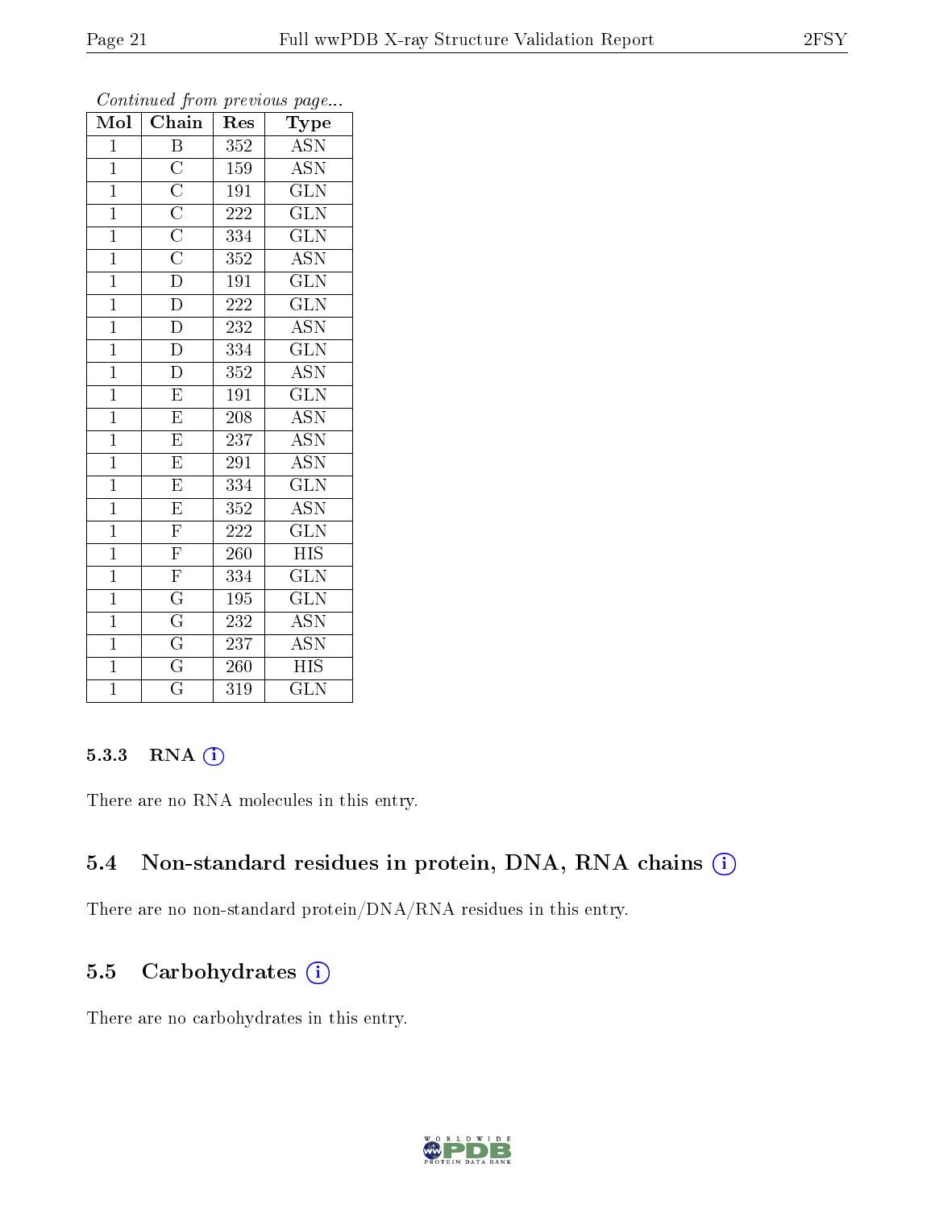*Continued from previous page...*

| Mol | Chain | Res | Type |
|---|---|---|---|
| 1 | B | 352 | ASN |
| 1 | C | 159 | ASN |
| 1 | C | 191 | GLN |
| 1 | C | 222 | GLN |
| 1 | C | 334 | GLN |
| 1 | C | 352 | ASN |
| 1 | D | 191 | GLN |
| 1 | D | 222 | GLN |
| 1 | D | 232 | ASN |
| 1 | D | 334 | GLN |
| 1 | D | 352 | ASN |
| 1 | E | 191 | GLN |
| 1 | E | 208 | ASN |
| 1 | E | 237 | ASN |
| 1 | E | 291 | ASN |
| 1 | E | 334 | GLN |
| 1 | E | 352 | ASN |
| 1 | F | 222 | GLN |
| 1 | F | 260 | HIS |
| 1 | F | 334 | GLN |
| 1 | G | 195 | GLN |
| 1 | G | 232 | ASN |
| 1 | G | 237 | ASN |
| 1 | G | 260 | HIS |
| 1 | G | 319 | GLN |

#### 5.3.3 RNA (i)

There are no RNA molecules in this entry.

### 5.4 Non-standard residues in protein, DNA, RNA chains (i)

There are no non-standard protein/DNA/RNA residues in this entry.

### 5.5 Carbohydrates (i)

There are no carbohydrates in this entry.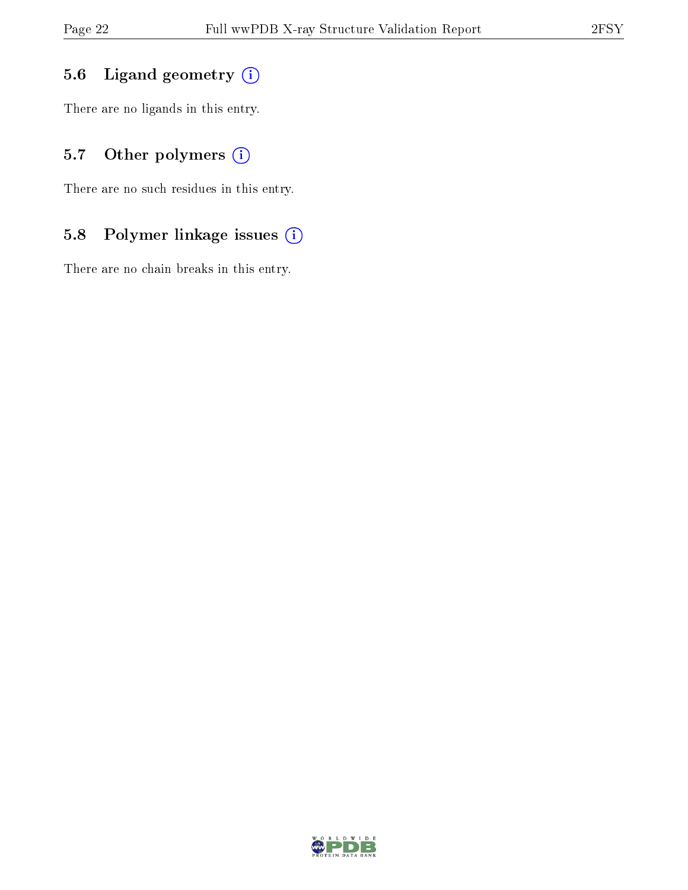### 5.6 Ligand geometry

There are no ligands in this entry.

### 5.7 Other polymers

There are no such residues in this entry.

### 5.8 Polymer linkage issues

There are no chain breaks in this entry.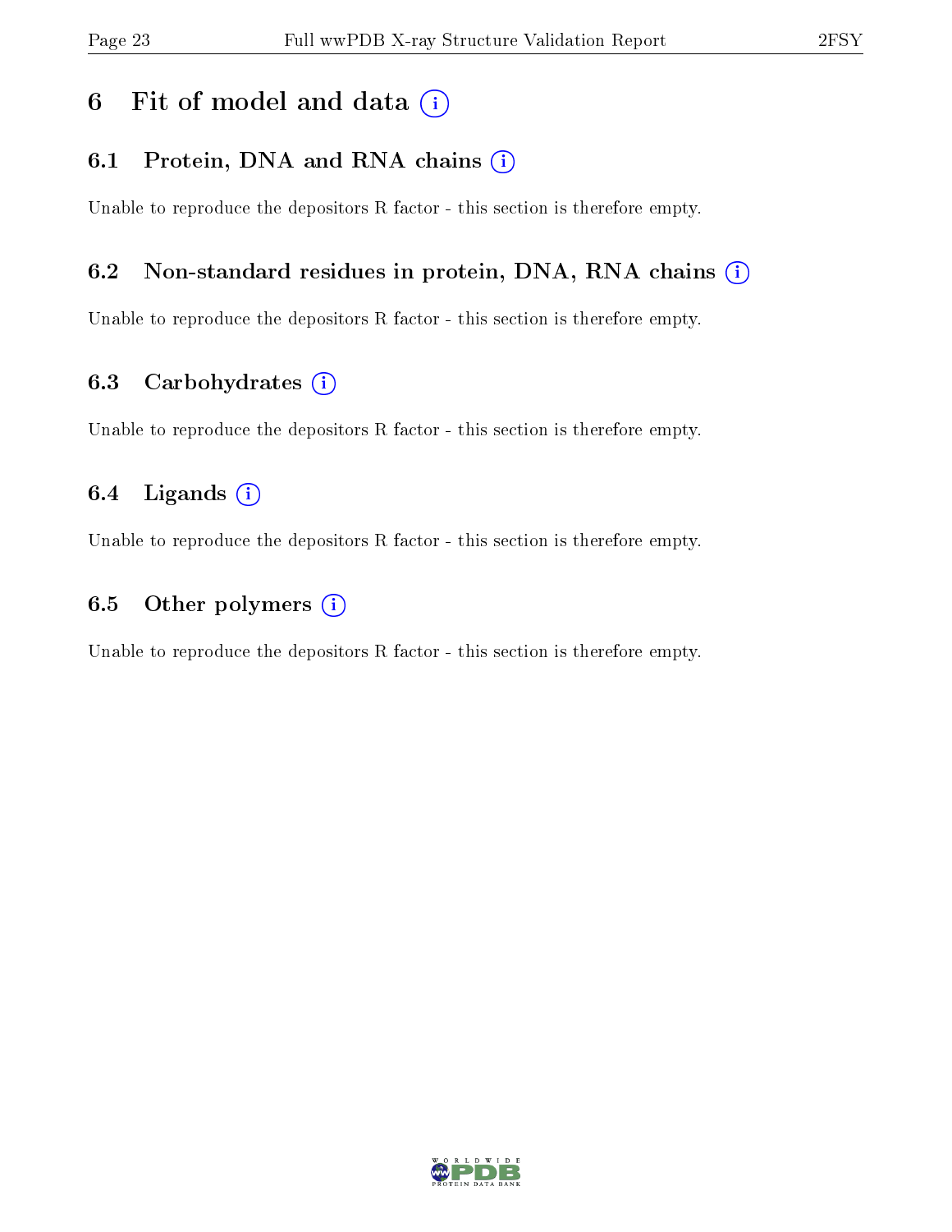# 6 Fit of model and data

## 6.1 Protein, DNA and RNA chains

Unable to reproduce the depositors R factor - this section is therefore empty.

## 6.2 Non-standard residues in protein, DNA, RNA chains

Unable to reproduce the depositors R factor - this section is therefore empty.

## 6.3 Carbohydrates

Unable to reproduce the depositors R factor - this section is therefore empty.

## 6.4 Ligands

Unable to reproduce the depositors R factor - this section is therefore empty.

## 6.5 Other polymers

Unable to reproduce the depositors R factor - this section is therefore empty.